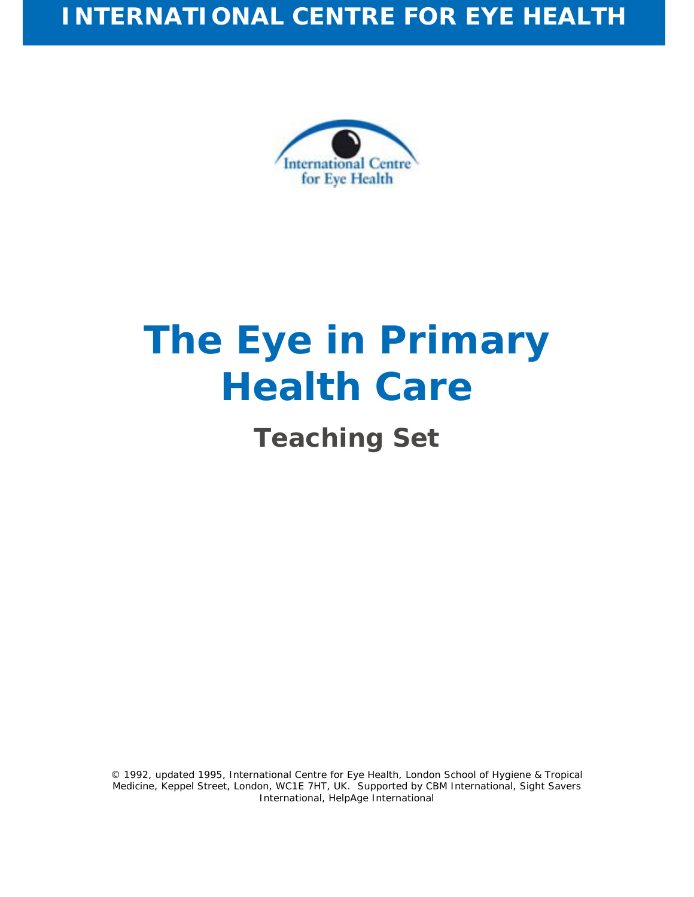# INTERNATIONAL CENTRE FOR EYE HEALTH

International Centre for Eye Health

# The Eye in Primary Health Care

## Teaching Set

© 1992, updated 1995, International Centre for Eye Health, London School of Hygiene & Tropical Medicine, Keppel Street, London, WC1E 7HT, UK. Supported by CBM International, Sight Savers International, HelpAge International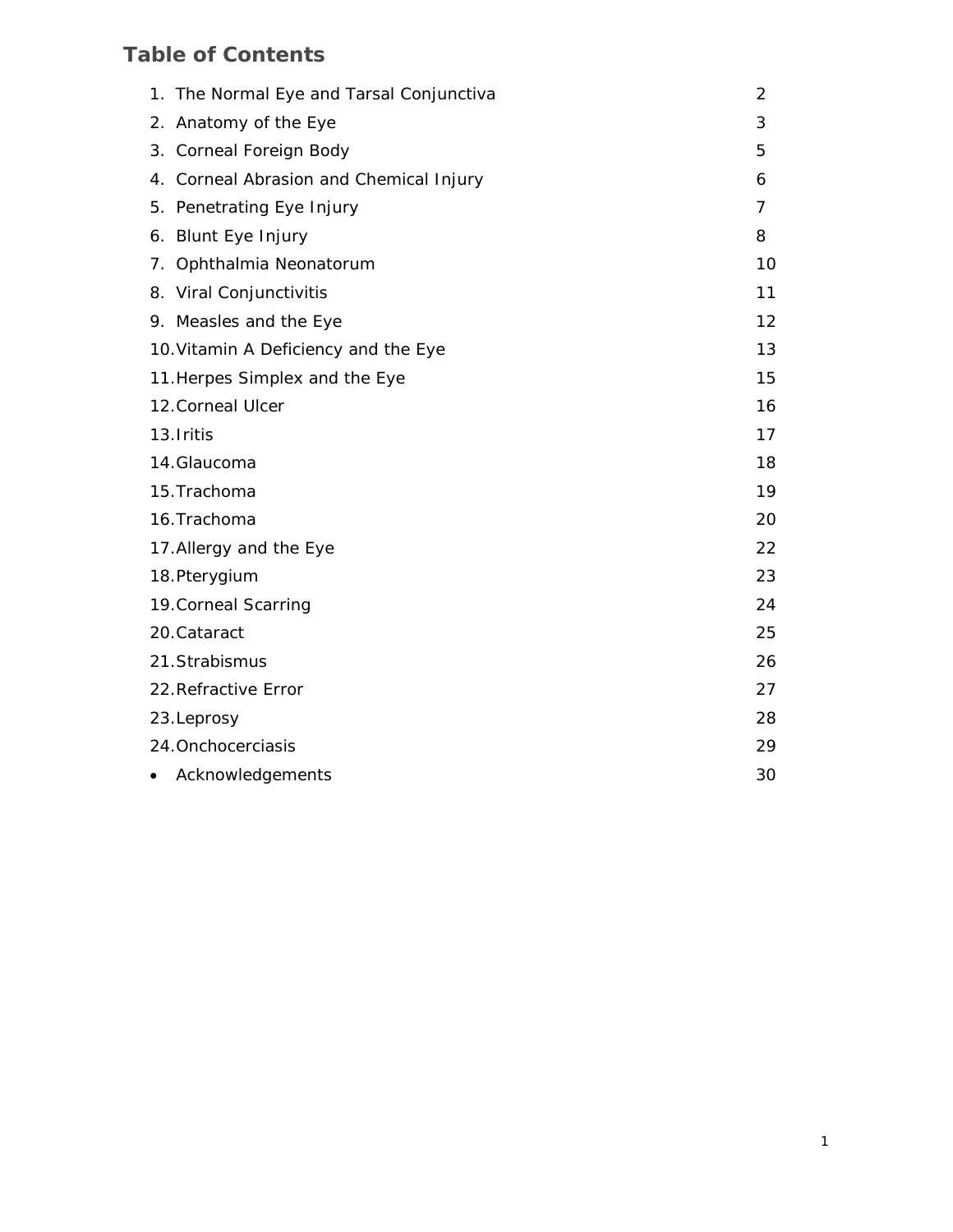## Table of Contents

| | |
|---|---|
| 1. The Normal Eye and Tarsal Conjunctiva | 2 |
| 2. Anatomy of the Eye | 3 |
| 3. Corneal Foreign Body | 5 |
| 4. Corneal Abrasion and Chemical Injury | 6 |
| 5. Penetrating Eye Injury | 7 |
| 6. Blunt Eye Injury | 8 |
| 7. Ophthalmia Neonatorum | 10 |
| 8. Viral Conjunctivitis | 11 |
| 9. Measles and the Eye | 12 |
| 10. Vitamin A Deficiency and the Eye | 13 |
| 11. Herpes Simplex and the Eye | 15 |
| 12. Corneal Ulcer | 16 |
| 13. Iritis | 17 |
| 14. Glaucoma | 18 |
| 15. Trachoma | 19 |
| 16. Trachoma | 20 |
| 17. Allergy and the Eye | 22 |
| 18. Pterygium | 23 |
| 19. Corneal Scarring | 24 |
| 20. Cataract | 25 |
| 21. Strabismus | 26 |
| 22. Refractive Error | 27 |
| 23. Leprosy | 28 |
| 24. Onchocerciasis | 29 |
| • Acknowledgements | 30 |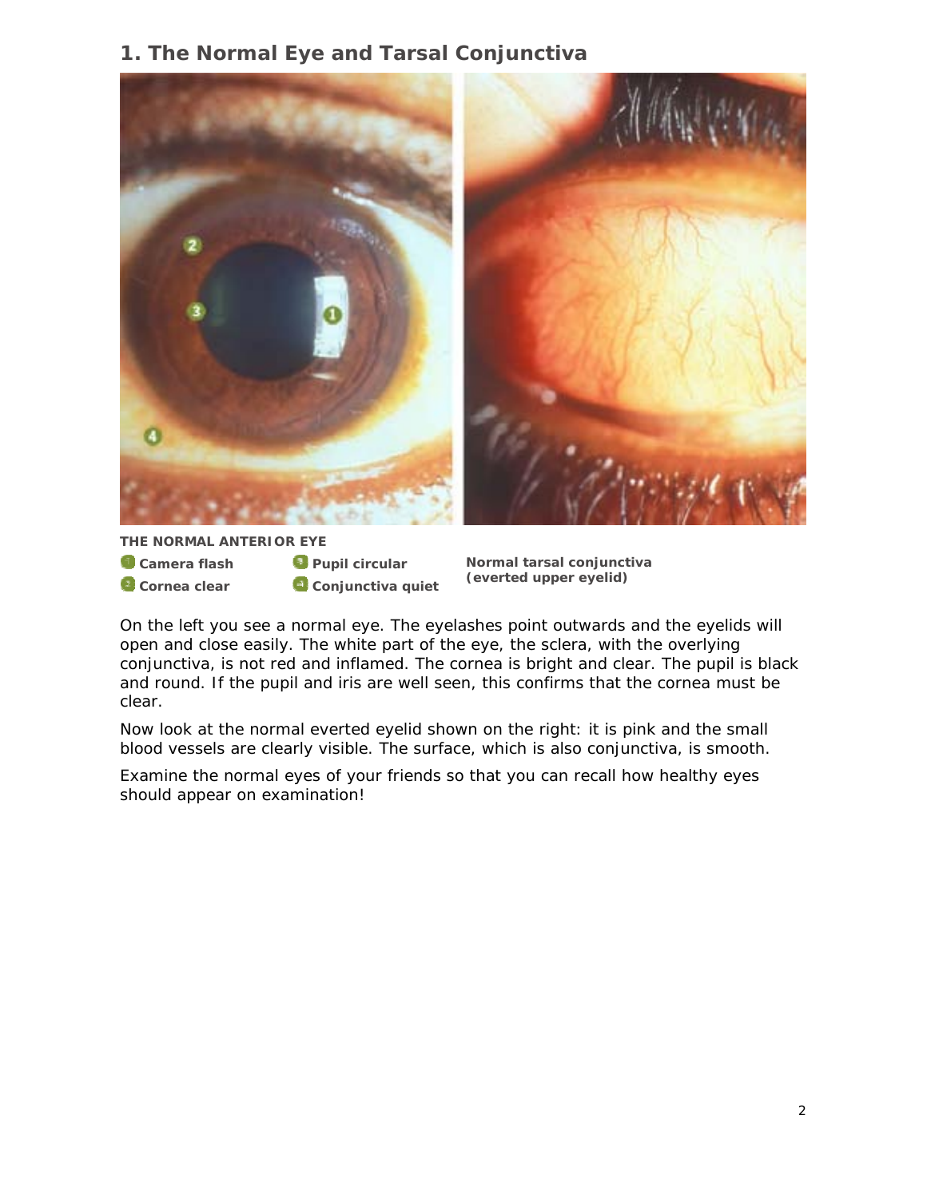## 1. The Normal Eye and Tarsal Conjunctiva

**THE NORMAL ANTERIOR EYE**

1. **Camera flash**
2. **Cornea clear**
3. **Pupil circular**
4. **Conjunctiva quiet**

**Normal tarsal conjunctiva (everted upper eyelid)**

On the left you see a normal eye. The eyelashes point outwards and the eyelids will open and close easily. The white part of the eye, the sclera, with the overlying conjunctiva, is not red and inflamed. The cornea is bright and clear. The pupil is black and round. If the pupil and iris are well seen, this confirms that the cornea must be clear.

Now look at the normal everted eyelid shown on the right: it is pink and the small blood vessels are clearly visible. The surface, which is also conjunctiva, is smooth.

Examine the normal eyes of your friends so that you can recall how healthy eyes should appear on examination!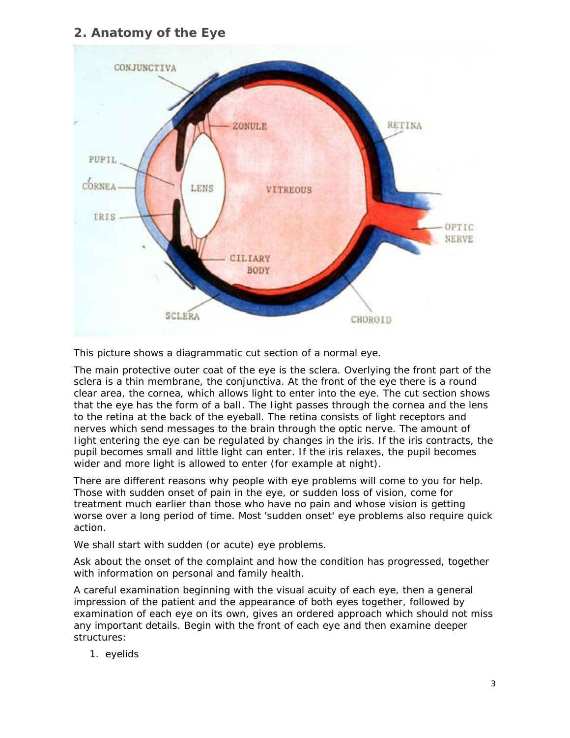## 2. Anatomy of the Eye

This picture shows a diagrammatic cut section of a normal eye.

The main protective outer coat of the eye is the sclera. Overlying the front part of the sclera is a thin membrane, the conjunctiva. At the front of the eye there is a round clear area, the cornea, which allows light to enter into the eye. The cut section shows that the eye has the form of a ball. The light passes through the cornea and the lens to the retina at the back of the eyeball. The retina consists of light receptors and nerves which send messages to the brain through the optic nerve. The amount of light entering the eye can be regulated by changes in the iris. If the iris contracts, the pupil becomes small and little light can enter. If the iris relaxes, the pupil becomes wider and more light is allowed to enter (for example at night).

There are different reasons why people with eye problems will come to you for help. Those with sudden onset of pain in the eye, or sudden loss of vision, come for treatment much earlier than those who have no pain and whose vision is getting worse over a long period of time. Most 'sudden onset' eye problems also require quick action.

We shall start with sudden (or acute) eye problems.

Ask about the onset of the complaint and how the condition has progressed, together with information on personal and family health.

A careful examination beginning with the visual acuity of each eye, then a general impression of the patient and the appearance of both eyes together, followed by examination of each eye on its own, gives an ordered approach which should not miss any important details. Begin with the front of each eye and then examine deeper structures:

1. eyelids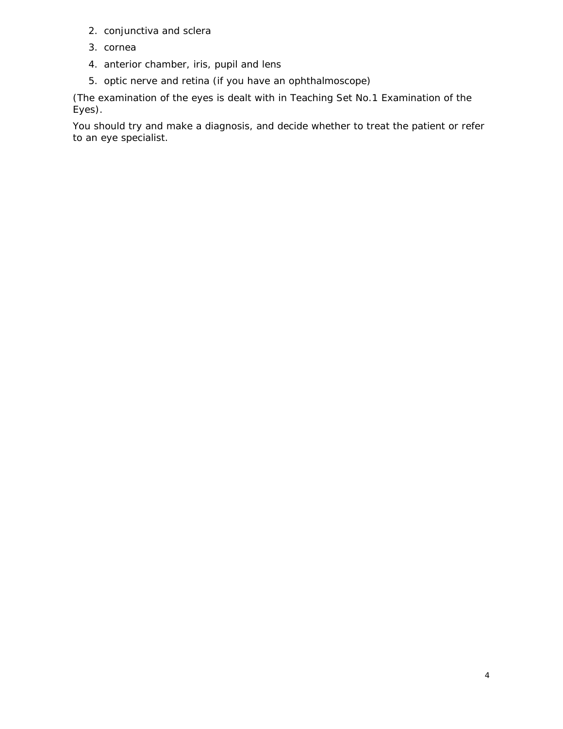2. conjunctiva and sclera
3. cornea
4. anterior chamber, iris, pupil and lens
5. optic nerve and retina (if you have an ophthalmoscope)

(The examination of the eyes is dealt with in Teaching Set No.1 Examination of the Eyes).

You should try and make a diagnosis, and decide whether to treat the patient or refer to an eye specialist.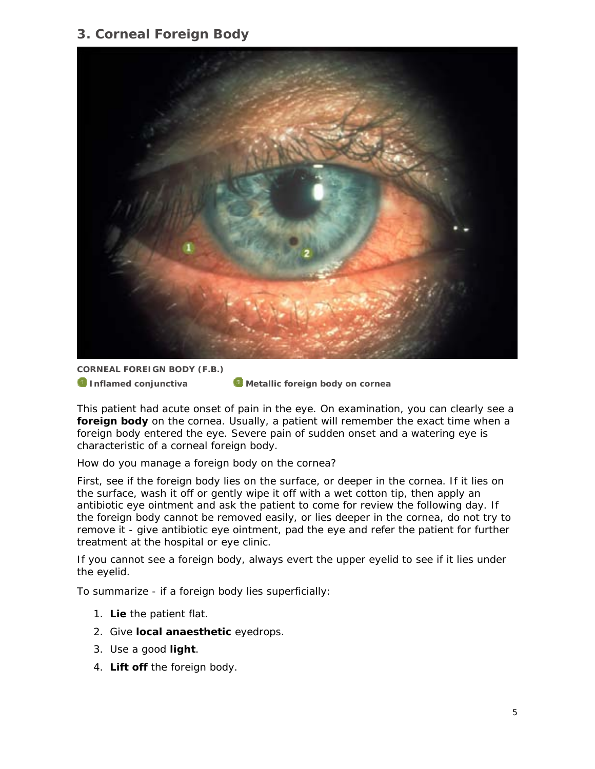## 3. Corneal Foreign Body

**CORNEAL FOREIGN BODY (F.B.)**

1 **Inflamed conjunctiva** 2 **Metallic foreign body on cornea**

This patient had acute onset of pain in the eye. On examination, you can clearly see a **foreign body** on the cornea. Usually, a patient will remember the exact time when a foreign body entered the eye. Severe pain of sudden onset and a watering eye is characteristic of a corneal foreign body.

How do you manage a foreign body on the cornea?

First, see if the foreign body lies on the surface, or deeper in the cornea. If it lies on the surface, wash it off or gently wipe it off with a wet cotton tip, then apply an antibiotic eye ointment and ask the patient to come for review the following day. If the foreign body cannot be removed easily, or lies deeper in the cornea, do not try to remove it - give antibiotic eye ointment, pad the eye and refer the patient for further treatment at the hospital or eye clinic.

If you cannot see a foreign body, always evert the upper eyelid to see if it lies under the eyelid.

To summarize - if a foreign body lies superficially:

1. **Lie** the patient flat.
2. Give **local anaesthetic** eyedrops.
3. Use a good **light**.
4. **Lift off** the foreign body.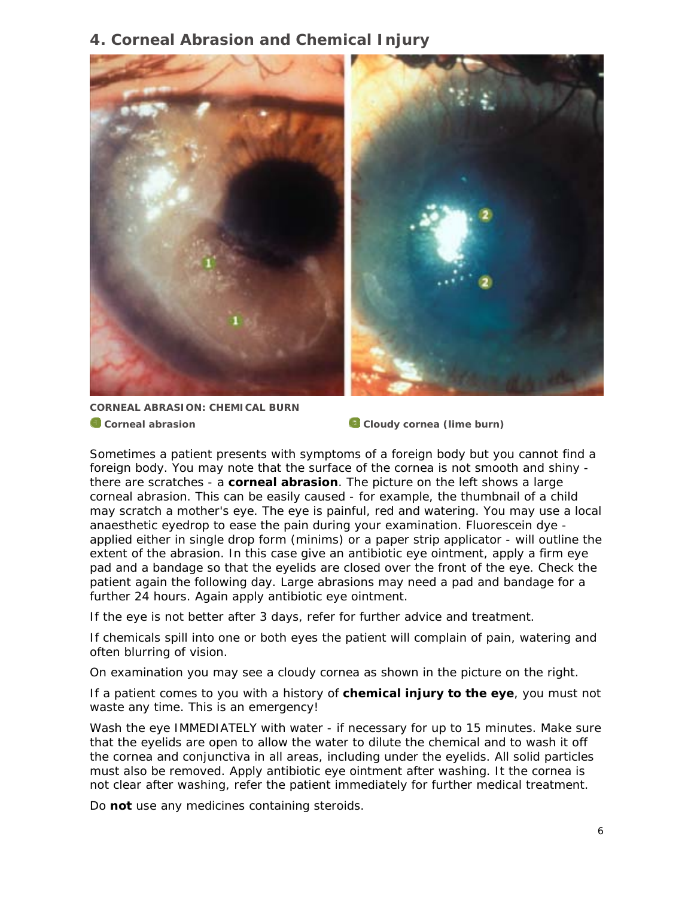## 4. Corneal Abrasion and Chemical Injury

**CORNEAL ABRASION: CHEMICAL BURN**

1 **Corneal abrasion**

2 **Cloudy cornea (lime burn)**

Sometimes a patient presents with symptoms of a foreign body but you cannot find a foreign body. You may note that the surface of the cornea is not smooth and shiny - there are scratches - a **corneal abrasion**. The picture on the left shows a large corneal abrasion. This can be easily caused - for example, the thumbnail of a child may scratch a mother's eye. The eye is painful, red and watering. You may use a local anaesthetic eyedrop to ease the pain during your examination. Fluorescein dye - applied either in single drop form (minims) or a paper strip applicator - will outline the extent of the abrasion. In this case give an antibiotic eye ointment, apply a firm eye pad and a bandage so that the eyelids are closed over the front of the eye. Check the patient again the following day. Large abrasions may need a pad and bandage for a further 24 hours. Again apply antibiotic eye ointment.

If the eye is not better after 3 days, refer for further advice and treatment.

If chemicals spill into one or both eyes the patient will complain of pain, watering and often blurring of vision.

On examination you may see a cloudy cornea as shown in the picture on the right.

If a patient comes to you with a history of **chemical injury to the eye**, you must not waste any time. This is an emergency!

Wash the eye IMMEDIATELY with water - if necessary for up to 15 minutes. Make sure that the eyelids are open to allow the water to dilute the chemical and to wash it off the cornea and conjunctiva in all areas, including under the eyelids. All solid particles must also be removed. Apply antibiotic eye ointment after washing. It the cornea is not clear after washing, refer the patient immediately for further medical treatment.

Do **not** use any medicines containing steroids.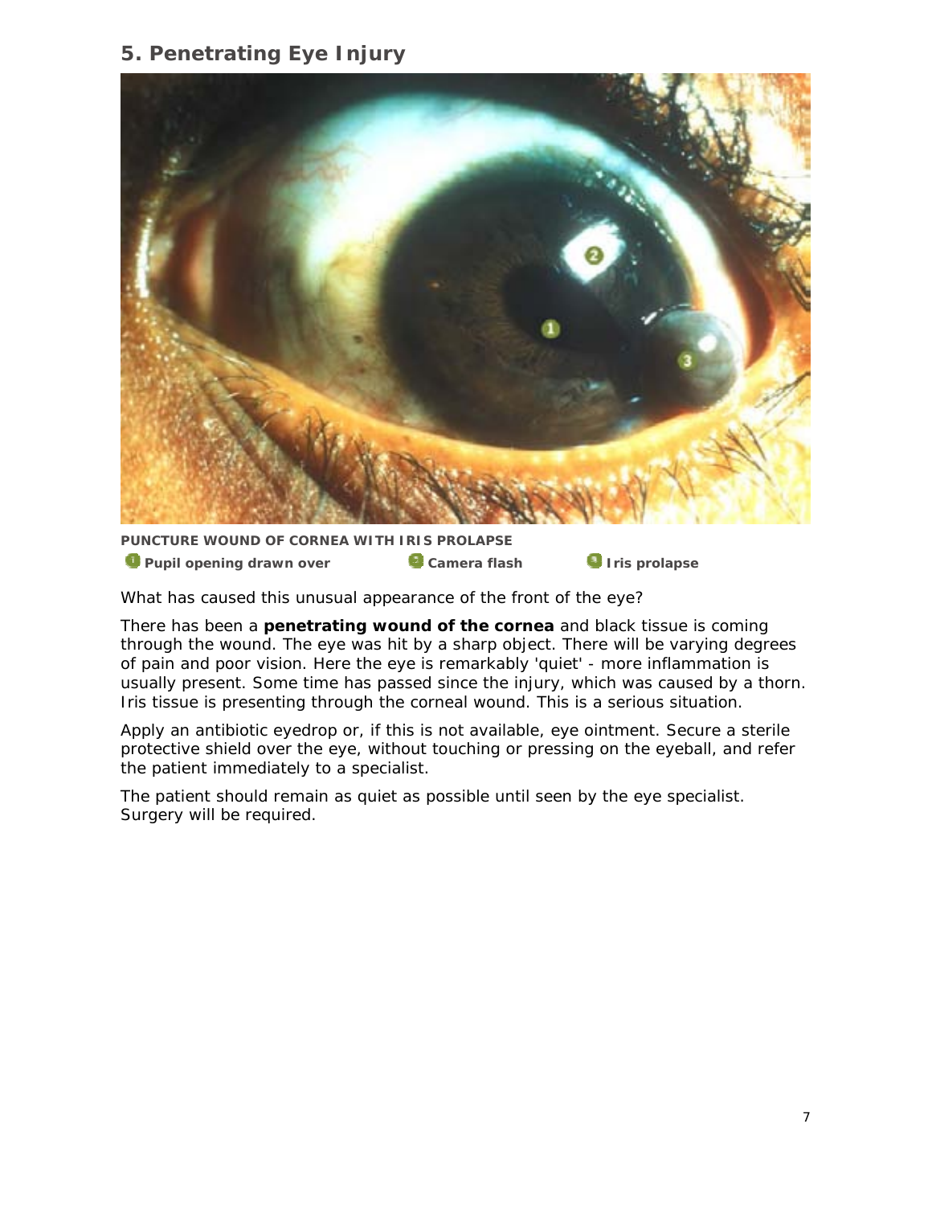## 5. Penetrating Eye Injury

**PUNCTURE WOUND OF CORNEA WITH IRIS PROLAPSE**

1. **Pupil opening drawn over**
2. **Camera flash**
3. **Iris prolapse**

What has caused this unusual appearance of the front of the eye?

There has been a **penetrating wound of the cornea** and black tissue is coming through the wound. The eye was hit by a sharp object. There will be varying degrees of pain and poor vision. Here the eye is remarkably 'quiet' - more inflammation is usually present. Some time has passed since the injury, which was caused by a thorn. Iris tissue is presenting through the corneal wound. This is a serious situation.

Apply an antibiotic eyedrop or, if this is not available, eye ointment. Secure a sterile protective shield over the eye, without touching or pressing on the eyeball, and refer the patient immediately to a specialist.

The patient should remain as quiet as possible until seen by the eye specialist. Surgery will be required.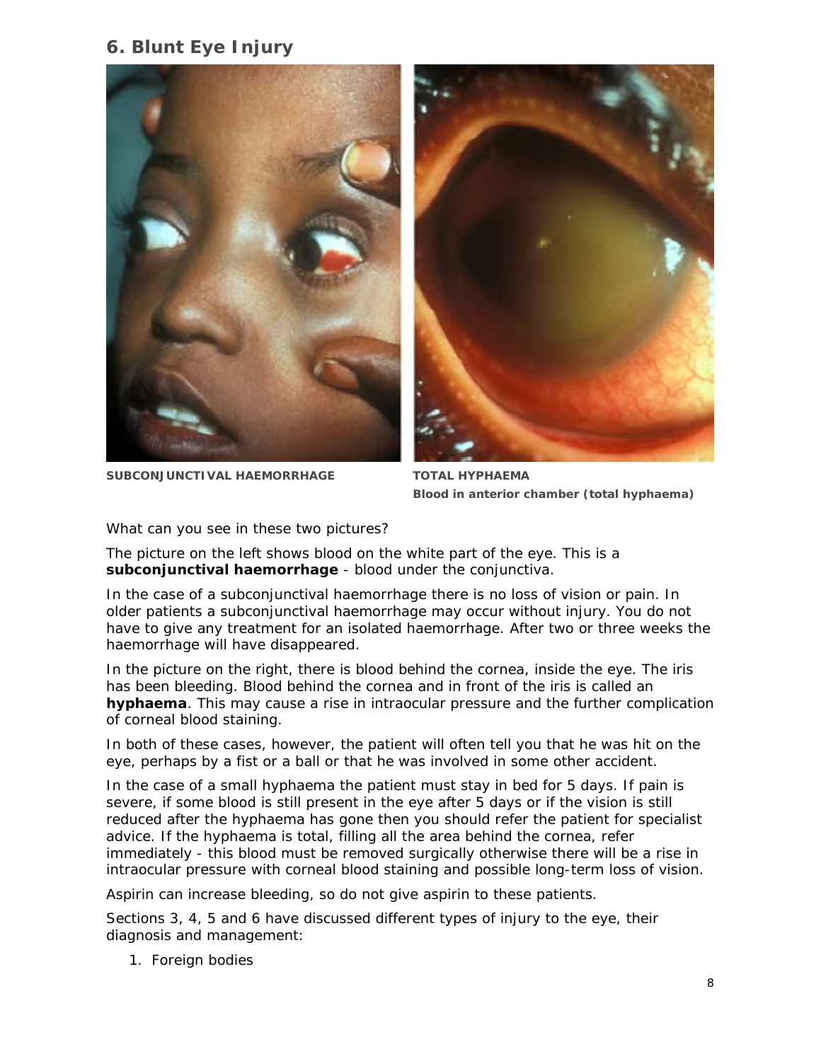## 6. Blunt Eye Injury

**SUBCONJUNCTIVAL HAEMORRHAGE**

**TOTAL HYPHAEMA**
**Blood in anterior chamber (total hyphaema)**

What can you see in these two pictures?

The picture on the left shows blood on the white part of the eye. This is a **subconjunctival haemorrhage** - blood under the conjunctiva.

In the case of a subconjunctival haemorrhage there is no loss of vision or pain. In older patients a subconjunctival haemorrhage may occur without injury. You do not have to give any treatment for an isolated haemorrhage. After two or three weeks the haemorrhage will have disappeared.

In the picture on the right, there is blood behind the cornea, inside the eye. The iris has been bleeding. Blood behind the cornea and in front of the iris is called an **hyphaema**. This may cause a rise in intraocular pressure and the further complication of corneal blood staining.

In both of these cases, however, the patient will often tell you that he was hit on the eye, perhaps by a fist or a ball or that he was involved in some other accident.

In the case of a small hyphaema the patient must stay in bed for 5 days. If pain is severe, if some blood is still present in the eye after 5 days or if the vision is still reduced after the hyphaema has gone then you should refer the patient for specialist advice. If the hyphaema is total, filling all the area behind the cornea, refer immediately - this blood must be removed surgically otherwise there will be a rise in intraocular pressure with corneal blood staining and possible long-term loss of vision.

Aspirin can increase bleeding, so do not give aspirin to these patients.

Sections 3, 4, 5 and 6 have discussed different types of injury to the eye, their diagnosis and management:

1. Foreign bodies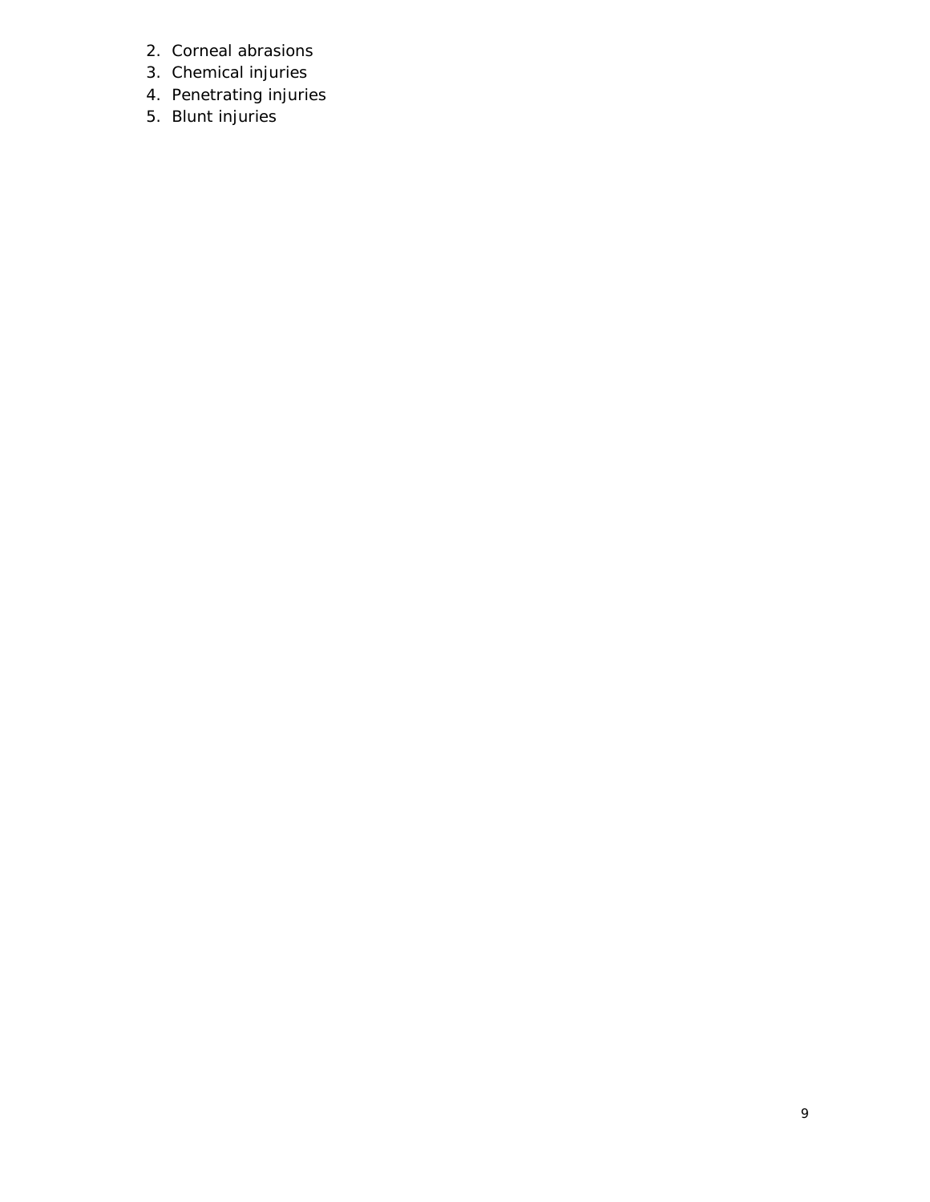2. Corneal abrasions
3. Chemical injuries
4. Penetrating injuries
5. Blunt injuries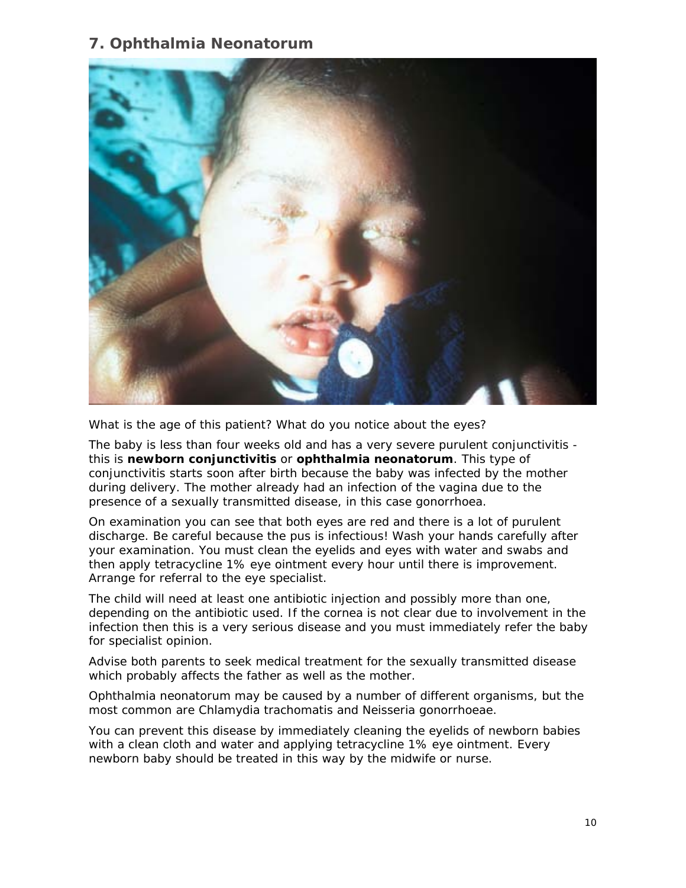## 7. Ophthalmia Neonatorum

What is the age of this patient? What do you notice about the eyes?

The baby is less than four weeks old and has a very severe purulent conjunctivitis - this is **newborn conjunctivitis** or **ophthalmia neonatorum**. This type of conjunctivitis starts soon after birth because the baby was infected by the mother during delivery. The mother already had an infection of the vagina due to the presence of a sexually transmitted disease, in this case gonorrhoea.

On examination you can see that both eyes are red and there is a lot of purulent discharge. Be careful because the pus is infectious! Wash your hands carefully after your examination. You must clean the eyelids and eyes with water and swabs and then apply tetracycline 1% eye ointment every hour until there is improvement. Arrange for referral to the eye specialist.

The child will need at least one antibiotic injection and possibly more than one, depending on the antibiotic used. If the cornea is not clear due to involvement in the infection then this is a very serious disease and you must immediately refer the baby for specialist opinion.

Advise both parents to seek medical treatment for the sexually transmitted disease which probably affects the father as well as the mother.

Ophthalmia neonatorum may be caused by a number of different organisms, but the most common are Chlamydia trachomatis and Neisseria gonorrhoeae.

You can prevent this disease by immediately cleaning the eyelids of newborn babies with a clean cloth and water and applying tetracycline 1% eye ointment. Every newborn baby should be treated in this way by the midwife or nurse.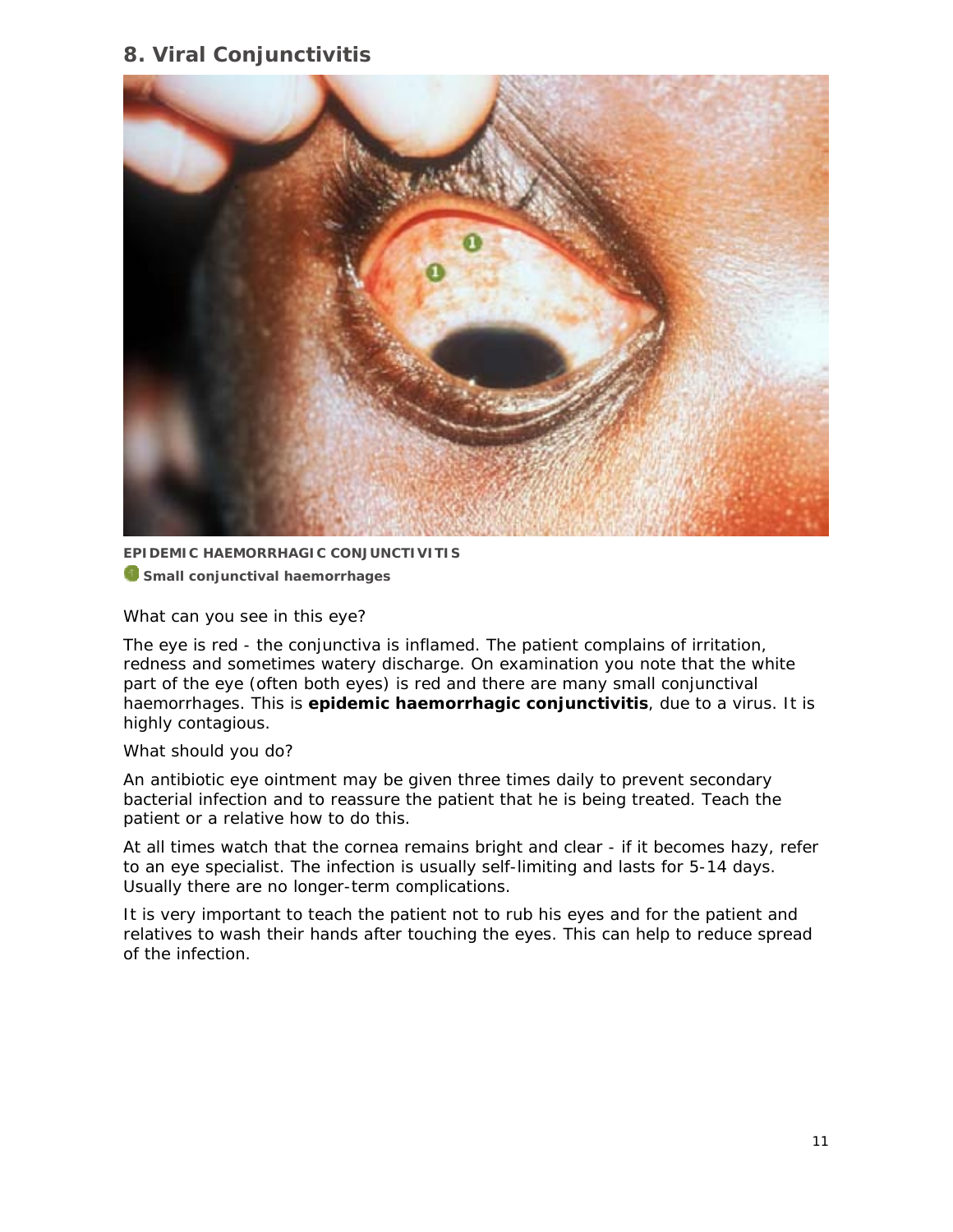## 8. Viral Conjunctivitis

**EPIDEMIC HAEMORRHAGIC CONJUNCTIVITIS**

1 **Small conjunctival haemorrhages**

What can you see in this eye?

The eye is red - the conjunctiva is inflamed. The patient complains of irritation, redness and sometimes watery discharge. On examination you note that the white part of the eye (often both eyes) is red and there are many small conjunctival haemorrhages. This is **epidemic haemorrhagic conjunctivitis**, due to a virus. It is highly contagious.

What should you do?

An antibiotic eye ointment may be given three times daily to prevent secondary bacterial infection and to reassure the patient that he is being treated. Teach the patient or a relative how to do this.

At all times watch that the cornea remains bright and clear - if it becomes hazy, refer to an eye specialist. The infection is usually self-limiting and lasts for 5-14 days. Usually there are no longer-term complications.

It is very important to teach the patient not to rub his eyes and for the patient and relatives to wash their hands after touching the eyes. This can help to reduce spread of the infection.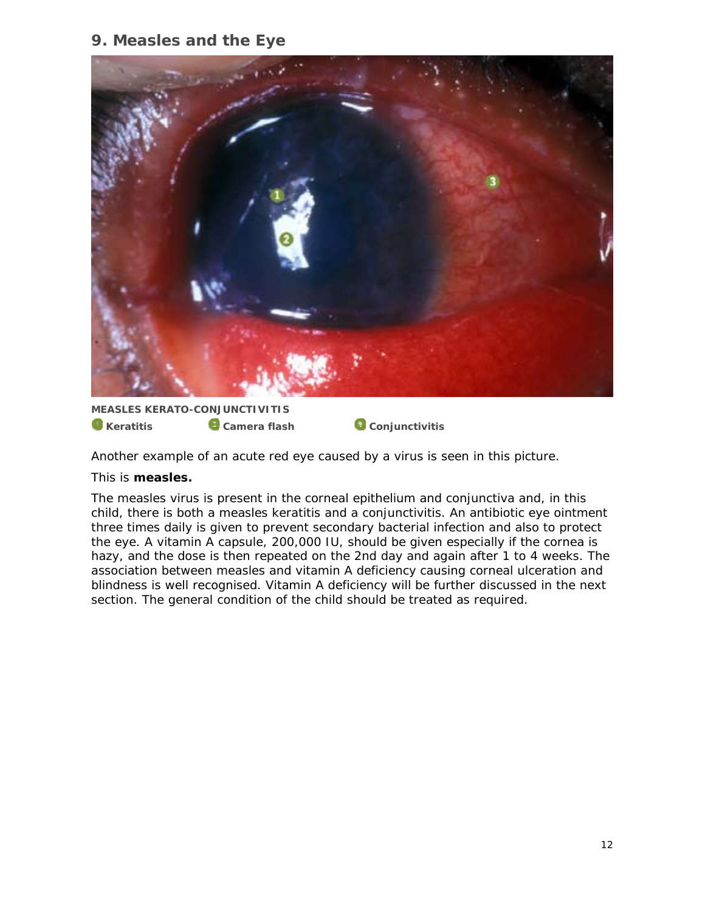## 9. Measles and the Eye

**MEASLES KERATO-CONJUNCTIVITIS**

1 **Keratitis** 2 **Camera flash** 3 **Conjunctivitis**

Another example of an acute red eye caused by a virus is seen in this picture.

This is **measles.**

The measles virus is present in the corneal epithelium and conjunctiva and, in this child, there is both a measles keratitis and a conjunctivitis. An antibiotic eye ointment three times daily is given to prevent secondary bacterial infection and also to protect the eye. A vitamin A capsule, 200,000 IU, should be given especially if the cornea is hazy, and the dose is then repeated on the 2nd day and again after 1 to 4 weeks. The association between measles and vitamin A deficiency causing corneal ulceration and blindness is well recognised. Vitamin A deficiency will be further discussed in the next section. The general condition of the child should be treated as required.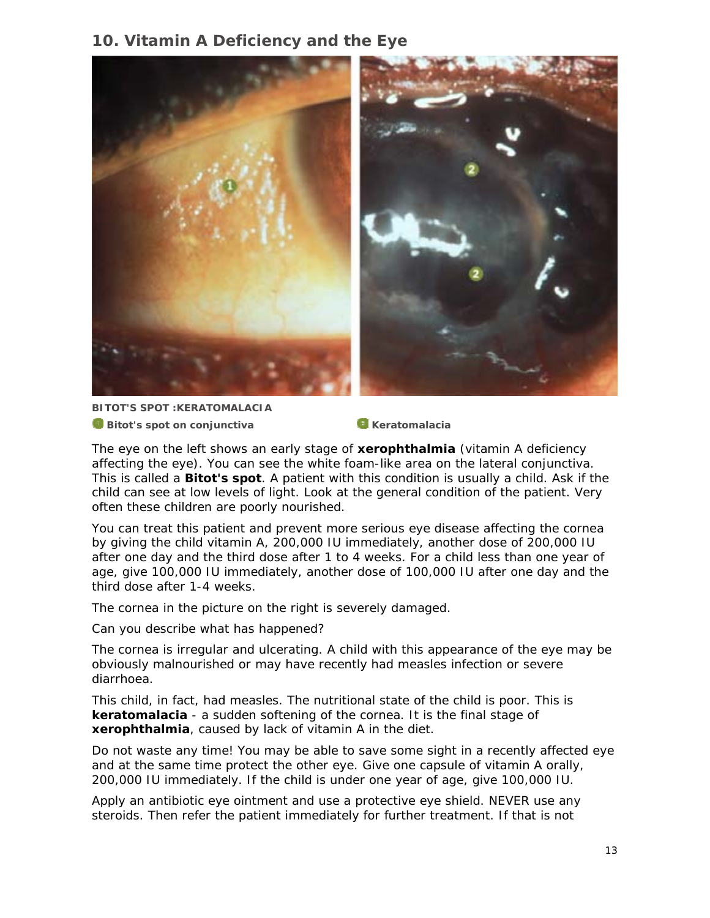## 10. Vitamin A Deficiency and the Eye

**BITOT'S SPOT :KERATOMALACIA**

1 **Bitot's spot on conjunctiva** 2 **Keratomalacia**

The eye on the left shows an early stage of **xerophthalmia** (vitamin A deficiency affecting the eye). You can see the white foam-like area on the lateral conjunctiva. This is called a **Bitot's spot**. A patient with this condition is usually a child. Ask if the child can see at low levels of light. Look at the general condition of the patient. Very often these children are poorly nourished.

You can treat this patient and prevent more serious eye disease affecting the cornea by giving the child vitamin A, 200,000 IU immediately, another dose of 200,000 IU after one day and the third dose after 1 to 4 weeks. For a child less than one year of age, give 100,000 IU immediately, another dose of 100,000 IU after one day and the third dose after 1-4 weeks.

The cornea in the picture on the right is severely damaged.

Can you describe what has happened?

The cornea is irregular and ulcerating. A child with this appearance of the eye may be obviously malnourished or may have recently had measles infection or severe diarrhoea.

This child, in fact, had measles. The nutritional state of the child is poor. This is **keratomalacia** - a sudden softening of the cornea. It is the final stage of **xerophthalmia**, caused by lack of vitamin A in the diet.

Do not waste any time! You may be able to save some sight in a recently affected eye and at the same time protect the other eye. Give one capsule of vitamin A orally, 200,000 IU immediately. If the child is under one year of age, give 100,000 IU.

Apply an antibiotic eye ointment and use a protective eye shield. NEVER use any steroids. Then refer the patient immediately for further treatment. If that is not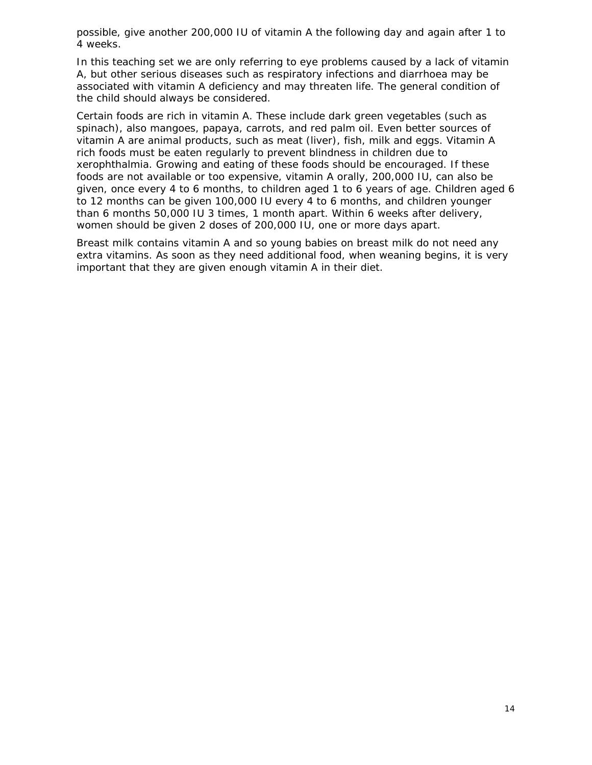possible, give another 200,000 IU of vitamin A the following day and again after 1 to 4 weeks.

In this teaching set we are only referring to eye problems caused by a lack of vitamin A, but other serious diseases such as respiratory infections and diarrhoea may be associated with vitamin A deficiency and may threaten life. The general condition of the child should always be considered.

Certain foods are rich in vitamin A. These include dark green vegetables (such as spinach), also mangoes, papaya, carrots, and red palm oil. Even better sources of vitamin A are animal products, such as meat (liver), fish, milk and eggs. Vitamin A rich foods must be eaten regularly to prevent blindness in children due to xerophthalmia. Growing and eating of these foods should be encouraged. If these foods are not available or too expensive, vitamin A orally, 200,000 IU, can also be given, once every 4 to 6 months, to children aged 1 to 6 years of age. Children aged 6 to 12 months can be given 100,000 IU every 4 to 6 months, and children younger than 6 months 50,000 IU 3 times, 1 month apart. Within 6 weeks after delivery, women should be given 2 doses of 200,000 IU, one or more days apart.

Breast milk contains vitamin A and so young babies on breast milk do not need any extra vitamins. As soon as they need additional food, when weaning begins, it is very important that they are given enough vitamin A in their diet.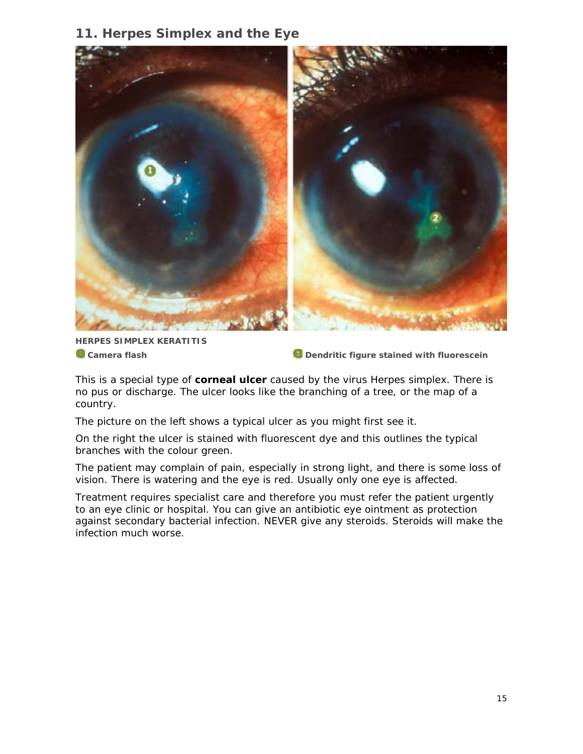## 11. Herpes Simplex and the Eye

**HERPES SIMPLEX KERATITIS**

**1 Camera flash**

**2 Dendritic figure stained with fluorescein**

This is a special type of **corneal ulcer** caused by the virus Herpes simplex. There is no pus or discharge. The ulcer looks like the branching of a tree, or the map of a country.

The picture on the left shows a typical ulcer as you might first see it.

On the right the ulcer is stained with fluorescent dye and this outlines the typical branches with the colour green.

The patient may complain of pain, especially in strong light, and there is some loss of vision. There is watering and the eye is red. Usually only one eye is affected.

Treatment requires specialist care and therefore you must refer the patient urgently to an eye clinic or hospital. You can give an antibiotic eye ointment as protection against secondary bacterial infection. NEVER give any steroids. Steroids will make the infection much worse.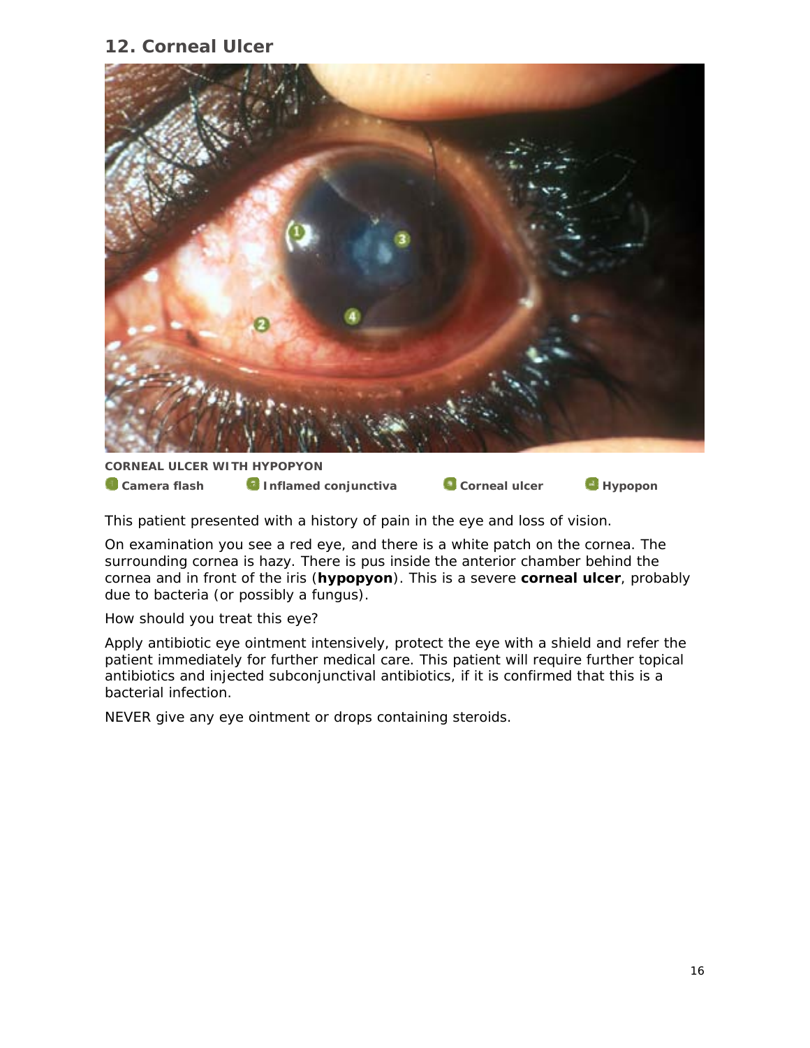## 12. Corneal Ulcer

**CORNEAL ULCER WITH HYPOPYON**

1 **Camera flash** 2 **Inflamed conjunctiva** 3 **Corneal ulcer** 4 **Hypopon**

This patient presented with a history of pain in the eye and loss of vision.

On examination you see a red eye, and there is a white patch on the cornea. The surrounding cornea is hazy. There is pus inside the anterior chamber behind the cornea and in front of the iris (**hypopyon**). This is a severe **corneal ulcer**, probably due to bacteria (or possibly a fungus).

How should you treat this eye?

Apply antibiotic eye ointment intensively, protect the eye with a shield and refer the patient immediately for further medical care. This patient will require further topical antibiotics and injected subconjunctival antibiotics, if it is confirmed that this is a bacterial infection.

NEVER give any eye ointment or drops containing steroids.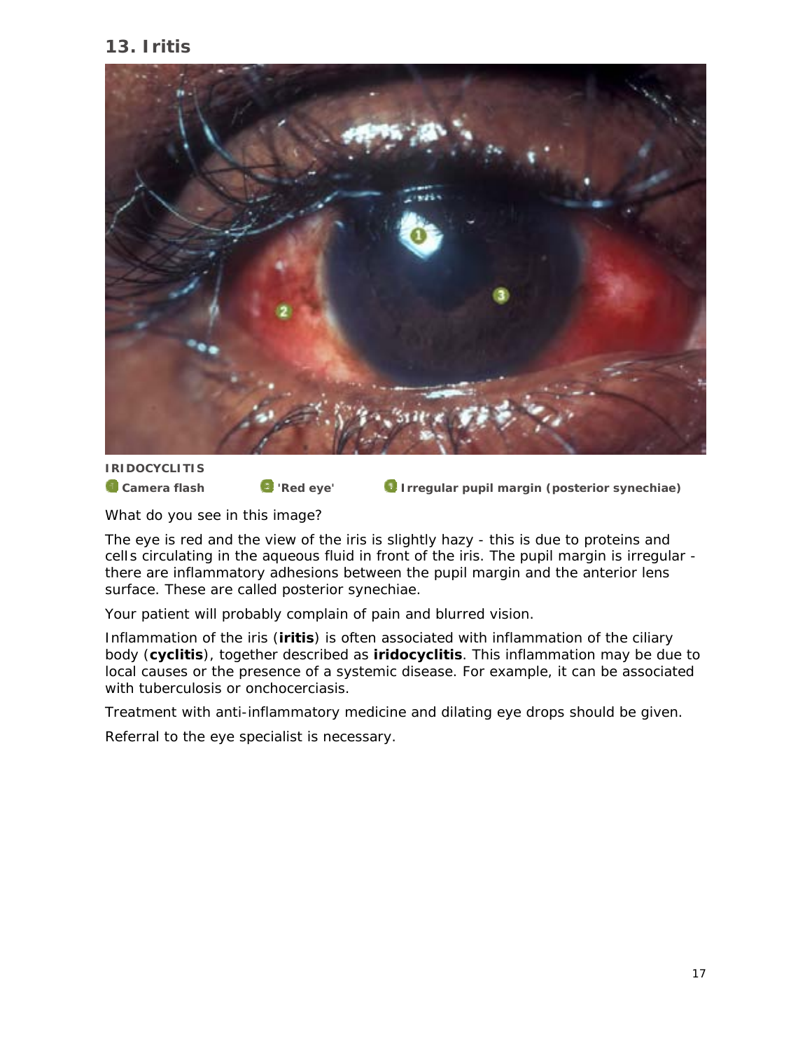## 13. Iritis

**IRIDOCYCLITIS**

**1** Camera flash **2** 'Red eye' **3** Irregular pupil margin (posterior synechiae)

What do you see in this image?

The eye is red and the view of the iris is slightly hazy - this is due to proteins and cells circulating in the aqueous fluid in front of the iris. The pupil margin is irregular - there are inflammatory adhesions between the pupil margin and the anterior lens surface. These are called posterior synechiae.

Your patient will probably complain of pain and blurred vision.

Inflammation of the iris (**iritis**) is often associated with inflammation of the ciliary body (**cyclitis**), together described as **iridocyclitis**. This inflammation may be due to local causes or the presence of a systemic disease. For example, it can be associated with tuberculosis or onchocerciasis.

Treatment with anti-inflammatory medicine and dilating eye drops should be given.

Referral to the eye specialist is necessary.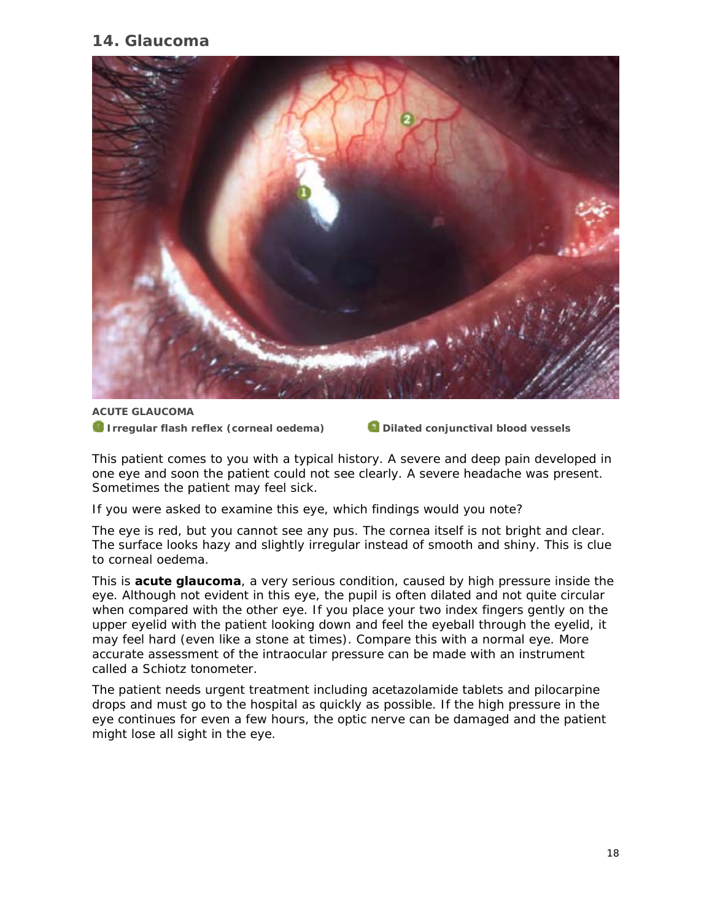## 14. Glaucoma

**ACUTE GLAUCOMA**

1. **Irregular flash reflex (corneal oedema)**
2. **Dilated conjunctival blood vessels**

This patient comes to you with a typical history. A severe and deep pain developed in one eye and soon the patient could not see clearly. A severe headache was present. Sometimes the patient may feel sick.

If you were asked to examine this eye, which findings would you note?

The eye is red, but you cannot see any pus. The cornea itself is not bright and clear. The surface looks hazy and slightly irregular instead of smooth and shiny. This is clue to corneal oedema.

This is **acute glaucoma**, a very serious condition, caused by high pressure inside the eye. Although not evident in this eye, the pupil is often dilated and not quite circular when compared with the other eye. If you place your two index fingers gently on the upper eyelid with the patient looking down and feel the eyeball through the eyelid, it may feel hard (even like a stone at times). Compare this with a normal eye. More accurate assessment of the intraocular pressure can be made with an instrument called a Schiotz tonometer.

The patient needs urgent treatment including acetazolamide tablets and pilocarpine drops and must go to the hospital as quickly as possible. If the high pressure in the eye continues for even a few hours, the optic nerve can be damaged and the patient might lose all sight in the eye.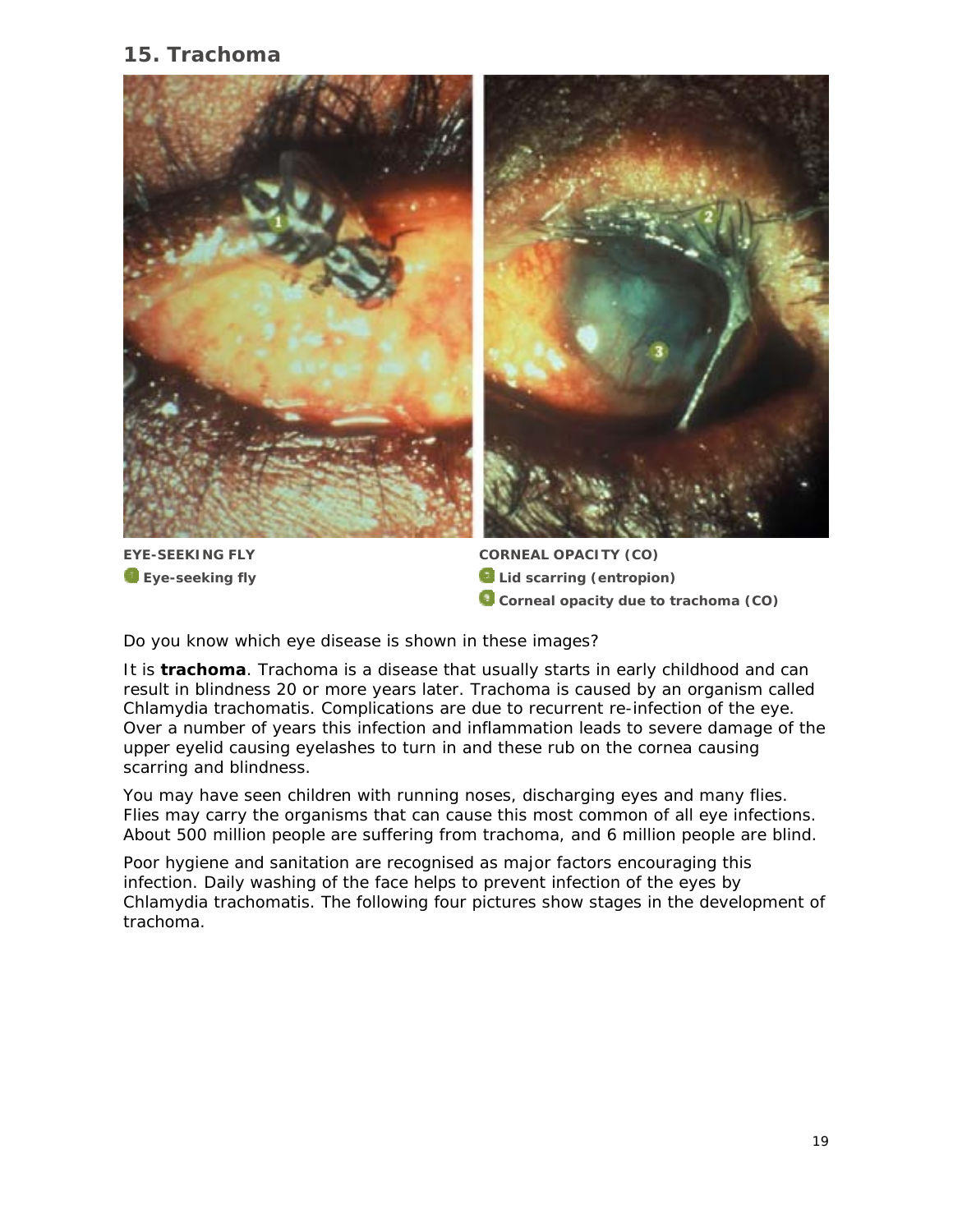## 15. Trachoma

**EYE-SEEKING FLY**

1. **Eye-seeking fly**

**CORNEAL OPACITY (CO)**

2. **Lid scarring (entropion)**
3. **Corneal opacity due to trachoma (CO)**

Do you know which eye disease is shown in these images?

It is **trachoma**. Trachoma is a disease that usually starts in early childhood and can result in blindness 20 or more years later. Trachoma is caused by an organism called Chlamydia trachomatis. Complications are due to recurrent re-infection of the eye. Over a number of years this infection and inflammation leads to severe damage of the upper eyelid causing eyelashes to turn in and these rub on the cornea causing scarring and blindness.

You may have seen children with running noses, discharging eyes and many flies. Flies may carry the organisms that can cause this most common of all eye infections. About 500 million people are suffering from trachoma, and 6 million people are blind.

Poor hygiene and sanitation are recognised as major factors encouraging this infection. Daily washing of the face helps to prevent infection of the eyes by Chlamydia trachomatis. The following four pictures show stages in the development of trachoma.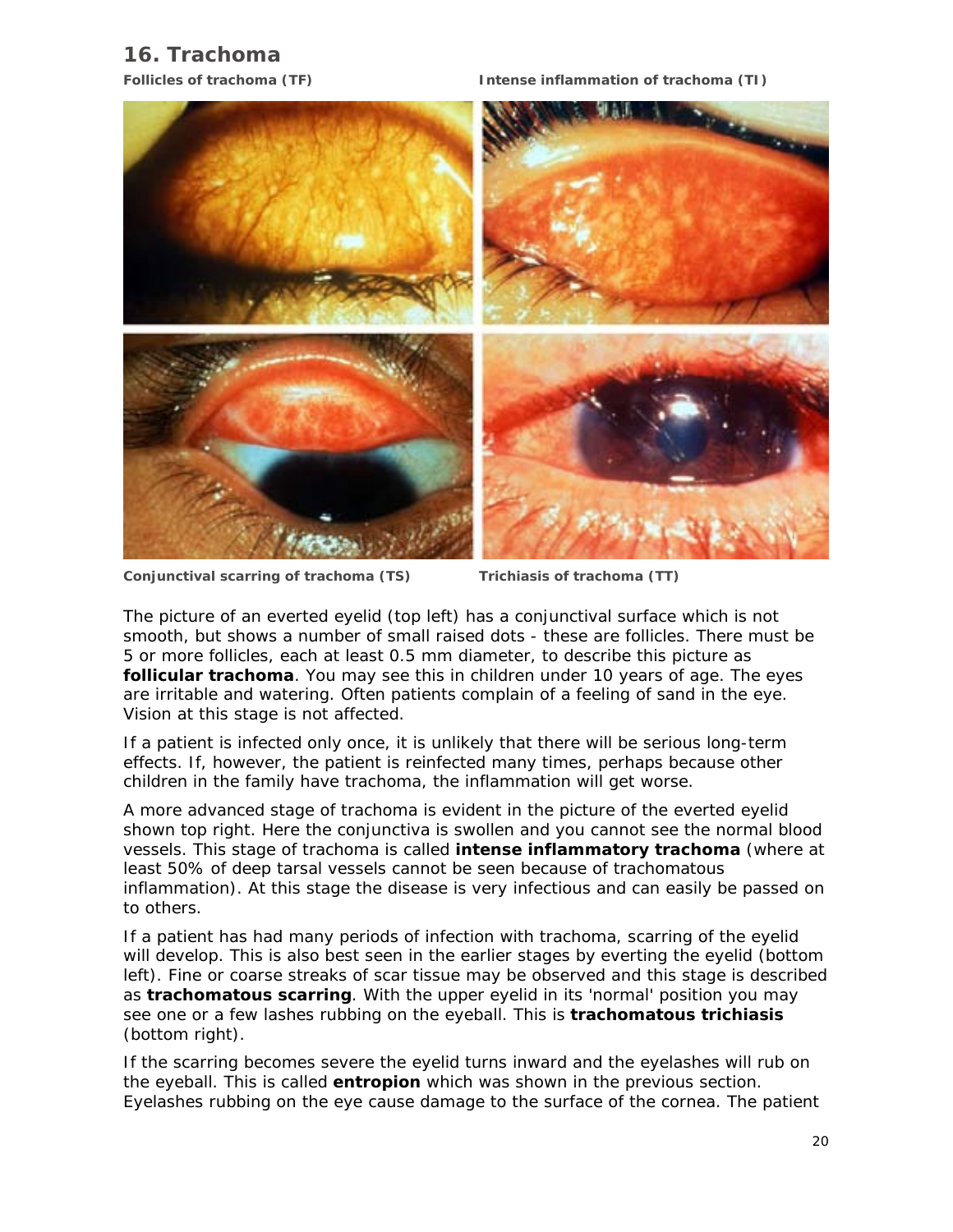## 16. Trachoma

**Follicles of trachoma (TF)**

**Intense inflammation of trachoma (TI)**

**Conjunctival scarring of trachoma (TS)**

**Trichiasis of trachoma (TT)**

The picture of an everted eyelid (top left) has a conjunctival surface which is not smooth, but shows a number of small raised dots - these are follicles. There must be 5 or more follicles, each at least 0.5 mm diameter, to describe this picture as **follicular trachoma**. You may see this in children under 10 years of age. The eyes are irritable and watering. Often patients complain of a feeling of sand in the eye. Vision at this stage is not affected.

If a patient is infected only once, it is unlikely that there will be serious long-term effects. If, however, the patient is reinfected many times, perhaps because other children in the family have trachoma, the inflammation will get worse.

A more advanced stage of trachoma is evident in the picture of the everted eyelid shown top right. Here the conjunctiva is swollen and you cannot see the normal blood vessels. This stage of trachoma is called **intense inflammatory trachoma** (where at least 50% of deep tarsal vessels cannot be seen because of trachomatous inflammation). At this stage the disease is very infectious and can easily be passed on to others.

If a patient has had many periods of infection with trachoma, scarring of the eyelid will develop. This is also best seen in the earlier stages by everting the eyelid (bottom left). Fine or coarse streaks of scar tissue may be observed and this stage is described as **trachomatous scarring**. With the upper eyelid in its 'normal' position you may see one or a few lashes rubbing on the eyeball. This is **trachomatous trichiasis** (bottom right).

If the scarring becomes severe the eyelid turns inward and the eyelashes will rub on the eyeball. This is called **entropion** which was shown in the previous section. Eyelashes rubbing on the eye cause damage to the surface of the cornea. The patient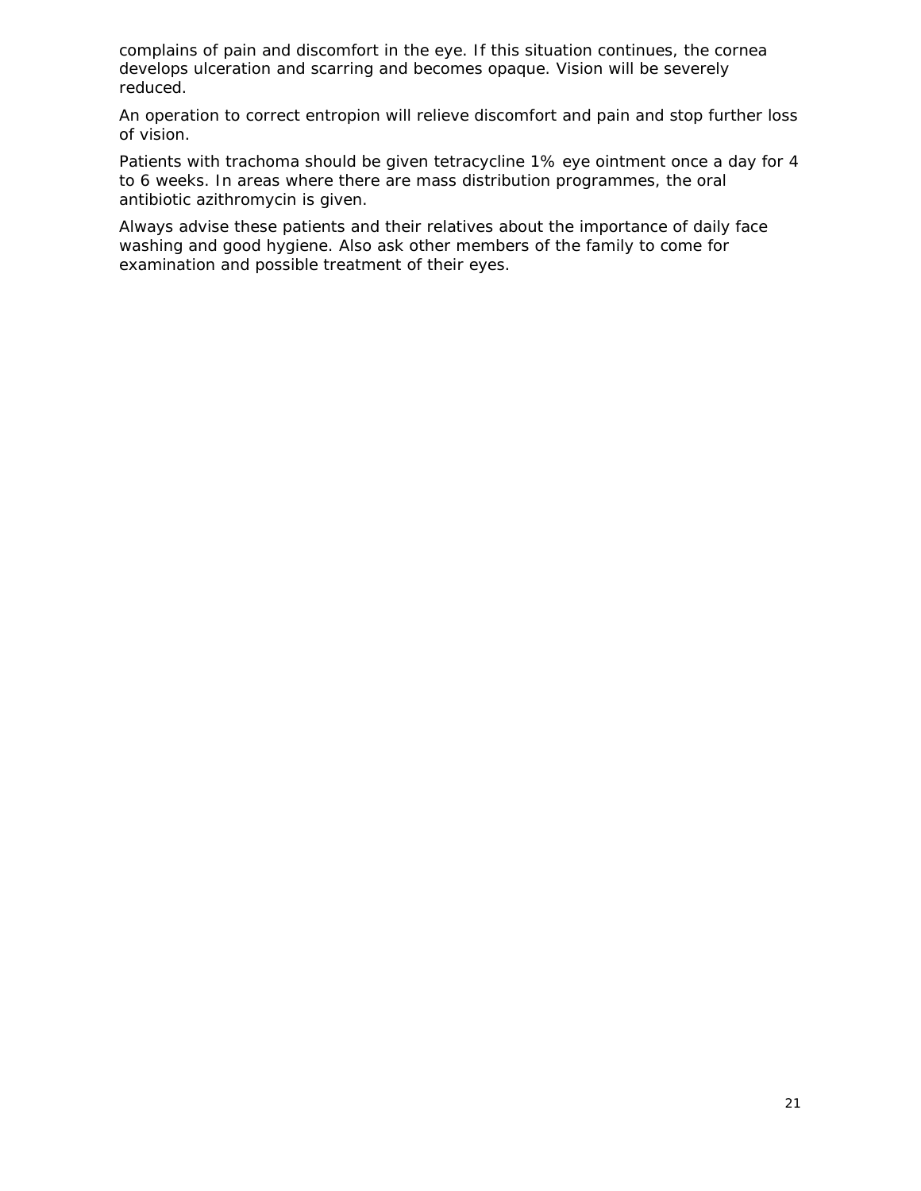complains of pain and discomfort in the eye. If this situation continues, the cornea develops ulceration and scarring and becomes opaque. Vision will be severely reduced.

An operation to correct entropion will relieve discomfort and pain and stop further loss of vision.

Patients with trachoma should be given tetracycline 1% eye ointment once a day for 4 to 6 weeks. In areas where there are mass distribution programmes, the oral antibiotic azithromycin is given.

Always advise these patients and their relatives about the importance of daily face washing and good hygiene. Also ask other members of the family to come for examination and possible treatment of their eyes.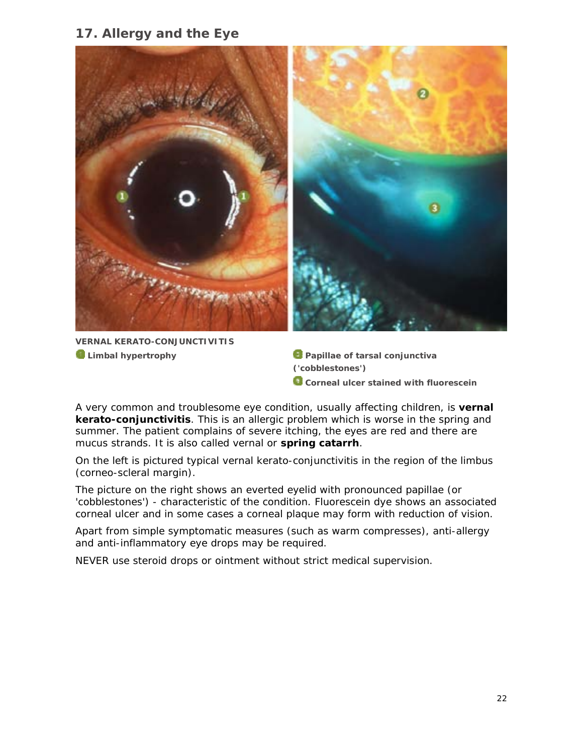## 17. Allergy and the Eye

**VERNAL KERATO-CONJUNCTIVITIS**

1. **Limbal hypertrophy**
2. **Papillae of tarsal conjunctiva ('cobblestones')**
3. **Corneal ulcer stained with fluorescein**

A very common and troublesome eye condition, usually affecting children, is **vernal kerato-conjunctivitis**. This is an allergic problem which is worse in the spring and summer. The patient complains of severe itching, the eyes are red and there are mucus strands. It is also called vernal or **spring catarrh**.

On the left is pictured typical vernal kerato-conjunctivitis in the region of the limbus (corneo-scleral margin).

The picture on the right shows an everted eyelid with pronounced papillae (or 'cobblestones') - characteristic of the condition. Fluorescein dye shows an associated corneal ulcer and in some cases a corneal plaque may form with reduction of vision.

Apart from simple symptomatic measures (such as warm compresses), anti-allergy and anti-inflammatory eye drops may be required.

NEVER use steroid drops or ointment without strict medical supervision.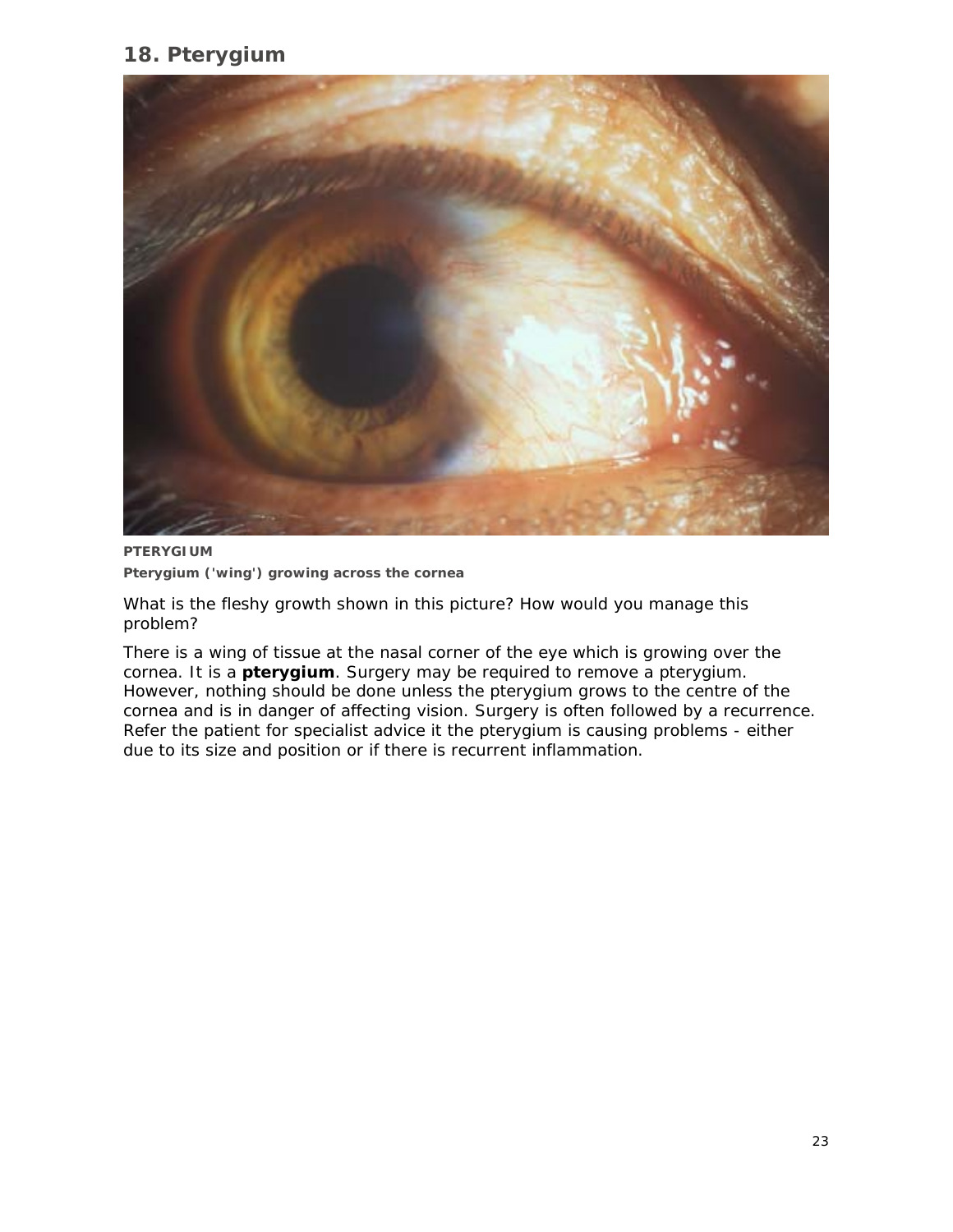## 18. Pterygium

**PTERYGIUM**

***Pterygium ('wing') growing across the cornea***

What is the fleshy growth shown in this picture? How would you manage this problem?

There is a wing of tissue at the nasal corner of the eye which is growing over the cornea. It is a **pterygium**. Surgery may be required to remove a pterygium. However, nothing should be done unless the pterygium grows to the centre of the cornea and is in danger of affecting vision. Surgery is often followed by a recurrence. Refer the patient for specialist advice it the pterygium is causing problems - either due to its size and position or if there is recurrent inflammation.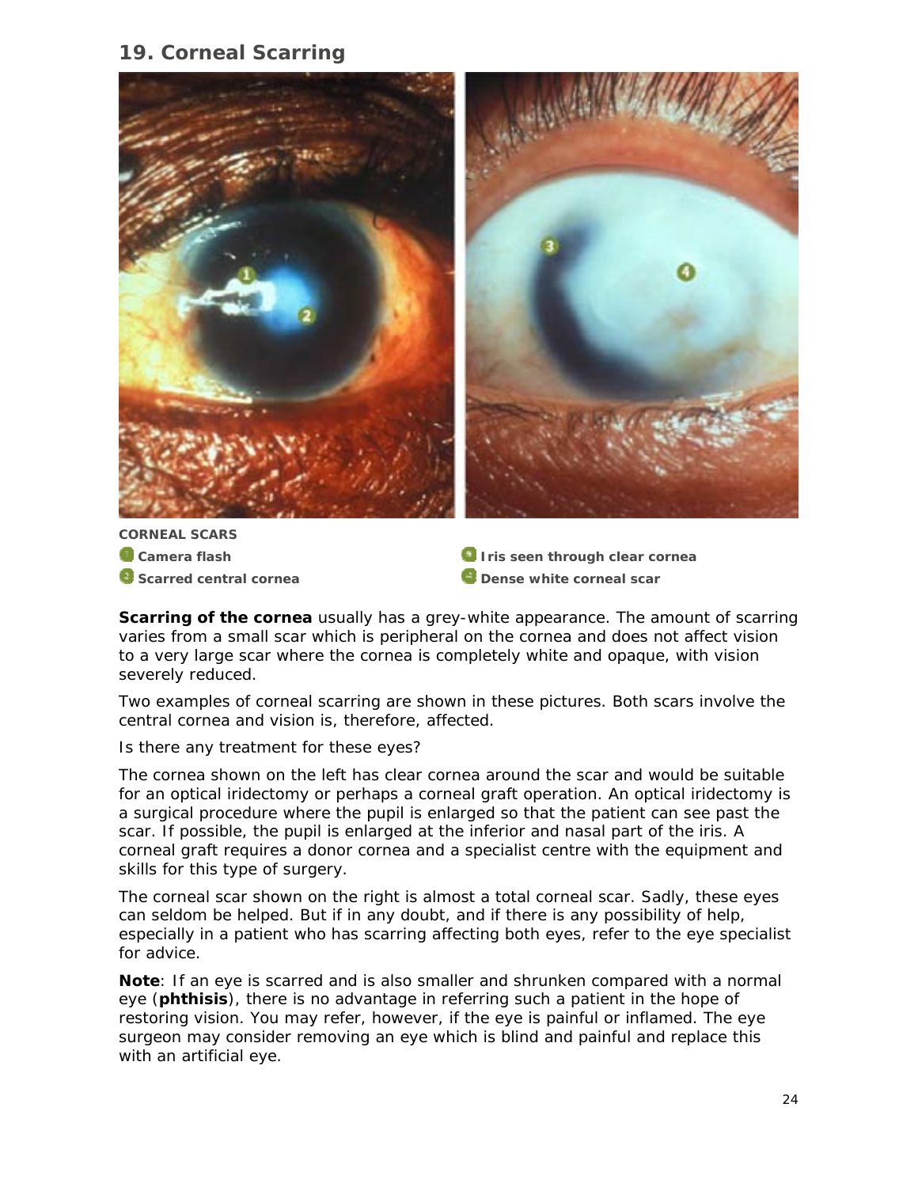## 19. Corneal Scarring

CORNEAL SCARS

1. Camera flash
2. Scarred central cornea
3. Iris seen through clear cornea
4. Dense white corneal scar

**Scarring of the cornea** usually has a grey-white appearance. The amount of scarring varies from a small scar which is peripheral on the cornea and does not affect vision to a very large scar where the cornea is completely white and opaque, with vision severely reduced.

Two examples of corneal scarring are shown in these pictures. Both scars involve the central cornea and vision is, therefore, affected.

Is there any treatment for these eyes?

The cornea shown on the left has clear cornea around the scar and would be suitable for an optical iridectomy or perhaps a corneal graft operation. An optical iridectomy is a surgical procedure where the pupil is enlarged so that the patient can see past the scar. If possible, the pupil is enlarged at the inferior and nasal part of the iris. A corneal graft requires a donor cornea and a specialist centre with the equipment and skills for this type of surgery.

The corneal scar shown on the right is almost a total corneal scar. Sadly, these eyes can seldom be helped. But if in any doubt, and if there is any possibility of help, especially in a patient who has scarring affecting both eyes, refer to the eye specialist for advice.

**Note**: If an eye is scarred and is also smaller and shrunken compared with a normal eye (**phthisis**), there is no advantage in referring such a patient in the hope of restoring vision. You may refer, however, if the eye is painful or inflamed. The eye surgeon may consider removing an eye which is blind and painful and replace this with an artificial eye.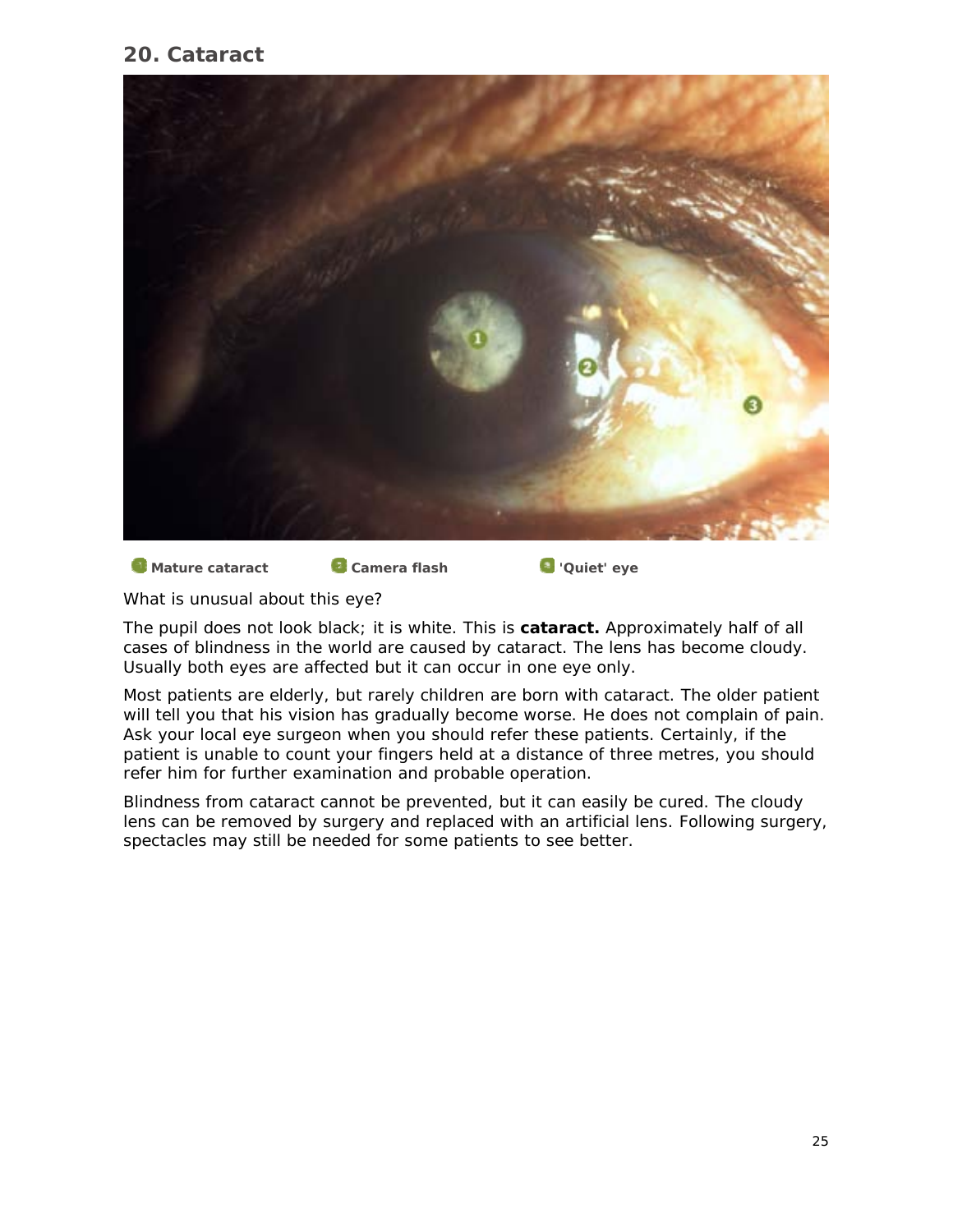## 20. Cataract

1 Mature cataract 2 Camera flash 3 'Quiet' eye

What is unusual about this eye?

The pupil does not look black; it is white. This is **cataract.** Approximately half of all cases of blindness in the world are caused by cataract. The lens has become cloudy. Usually both eyes are affected but it can occur in one eye only.

Most patients are elderly, but rarely children are born with cataract. The older patient will tell you that his vision has gradually become worse. He does not complain of pain. Ask your local eye surgeon when you should refer these patients. Certainly, if the patient is unable to count your fingers held at a distance of three metres, you should refer him for further examination and probable operation.

Blindness from cataract cannot be prevented, but it can easily be cured. The cloudy lens can be removed by surgery and replaced with an artificial lens. Following surgery, spectacles may still be needed for some patients to see better.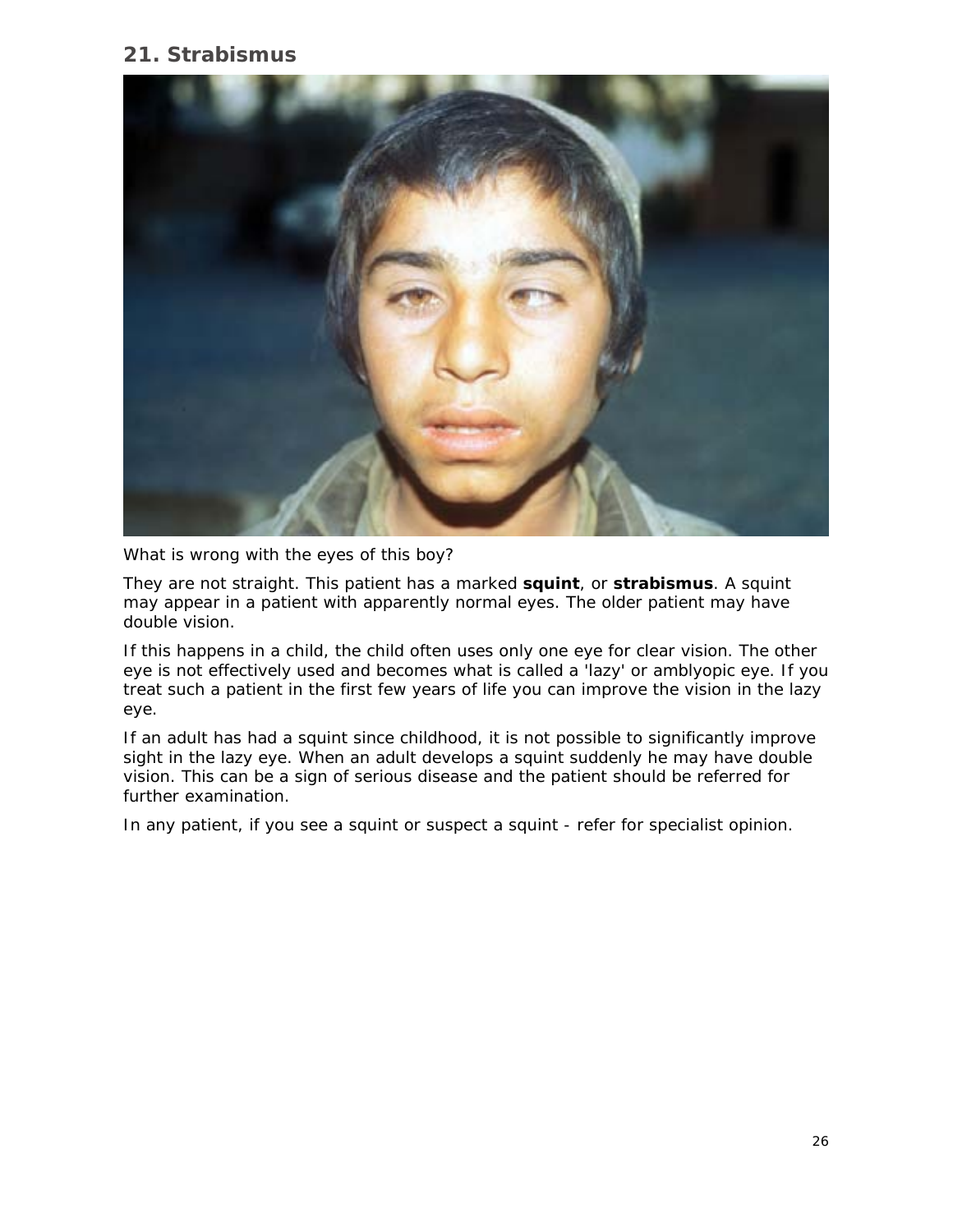## 21. Strabismus

What is wrong with the eyes of this boy?

They are not straight. This patient has a marked **squint**, or **strabismus**. A squint may appear in a patient with apparently normal eyes. The older patient may have double vision.

If this happens in a child, the child often uses only one eye for clear vision. The other eye is not effectively used and becomes what is called a 'lazy' or amblyopic eye. If you treat such a patient in the first few years of life you can improve the vision in the lazy eye.

If an adult has had a squint since childhood, it is not possible to significantly improve sight in the lazy eye. When an adult develops a squint suddenly he may have double vision. This can be a sign of serious disease and the patient should be referred for further examination.

In any patient, if you see a squint or suspect a squint - refer for specialist opinion.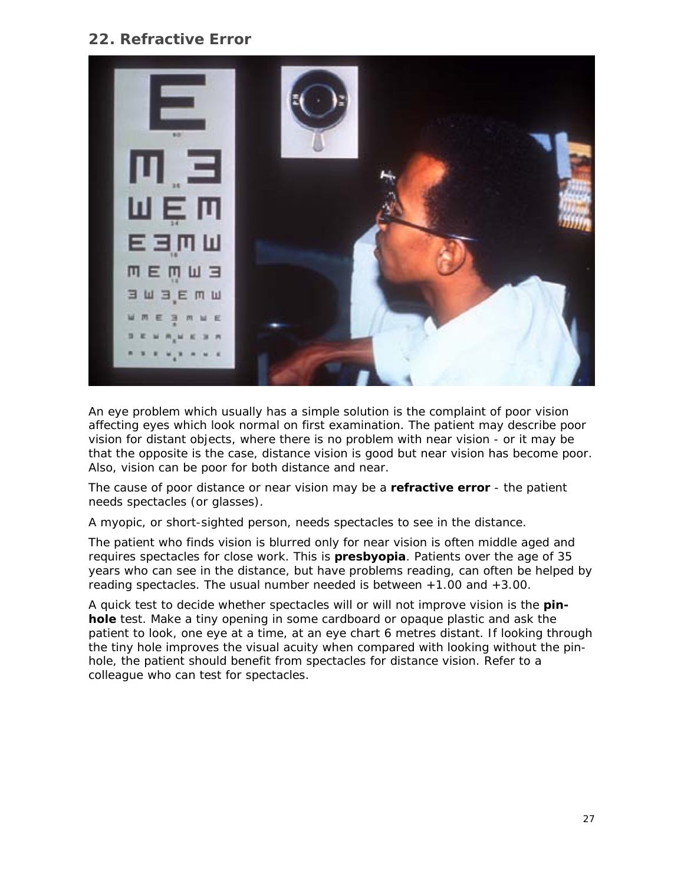## 22. Refractive Error

An eye problem which usually has a simple solution is the complaint of poor vision affecting eyes which look normal on first examination. The patient may describe poor vision for distant objects, where there is no problem with near vision - or it may be that the opposite is the case, distance vision is good but near vision has become poor. Also, vision can be poor for both distance and near.

The cause of poor distance or near vision may be a **refractive error** - the patient needs spectacles (or glasses).

A myopic, or short-sighted person, needs spectacles to see in the distance.

The patient who finds vision is blurred only for near vision is often middle aged and requires spectacles for close work. This is **presbyopia**. Patients over the age of 35 years who can see in the distance, but have problems reading, can often be helped by reading spectacles. The usual number needed is between +1.00 and +3.00.

A quick test to decide whether spectacles will or will not improve vision is the **pin-hole** test. Make a tiny opening in some cardboard or opaque plastic and ask the patient to look, one eye at a time, at an eye chart 6 metres distant. If looking through the tiny hole improves the visual acuity when compared with looking without the pin-hole, the patient should benefit from spectacles for distance vision. Refer to a colleague who can test for spectacles.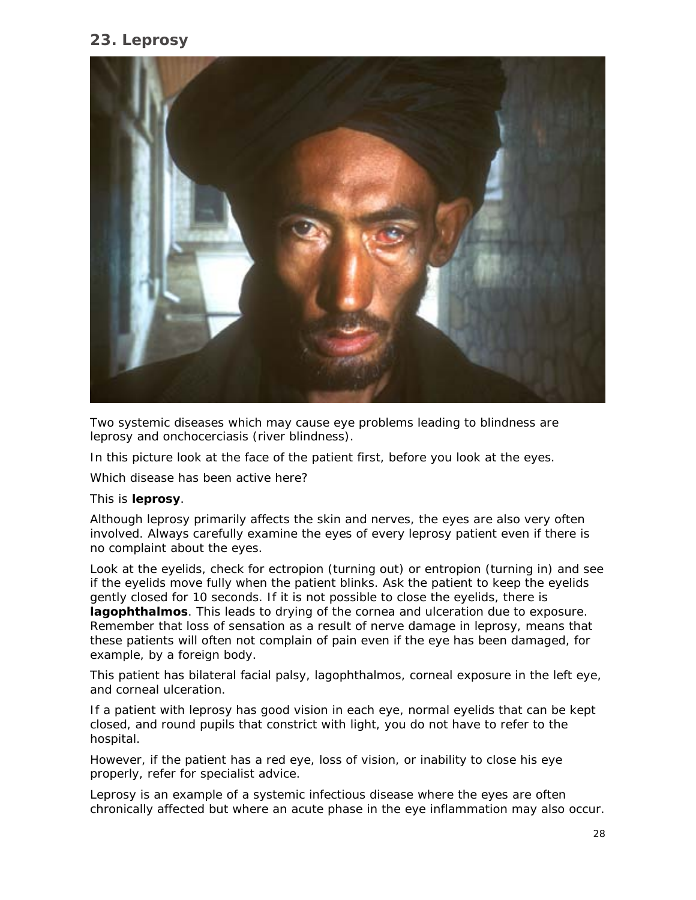## 23. Leprosy

Two systemic diseases which may cause eye problems leading to blindness are leprosy and onchocerciasis (river blindness).

In this picture look at the face of the patient first, before you look at the eyes.

Which disease has been active here?

This is **leprosy**.

Although leprosy primarily affects the skin and nerves, the eyes are also very often involved. Always carefully examine the eyes of every leprosy patient even if there is no complaint about the eyes.

Look at the eyelids, check for ectropion (turning out) or entropion (turning in) and see if the eyelids move fully when the patient blinks. Ask the patient to keep the eyelids gently closed for 10 seconds. If it is not possible to close the eyelids, there is **lagophthalmos**. This leads to drying of the cornea and ulceration due to exposure. Remember that loss of sensation as a result of nerve damage in leprosy, means that these patients will often not complain of pain even if the eye has been damaged, for example, by a foreign body.

This patient has bilateral facial palsy, lagophthalmos, corneal exposure in the left eye, and corneal ulceration.

If a patient with leprosy has good vision in each eye, normal eyelids that can be kept closed, and round pupils that constrict with light, you do not have to refer to the hospital.

However, if the patient has a red eye, loss of vision, or inability to close his eye properly, refer for specialist advice.

Leprosy is an example of a systemic infectious disease where the eyes are often chronically affected but where an acute phase in the eye inflammation may also occur.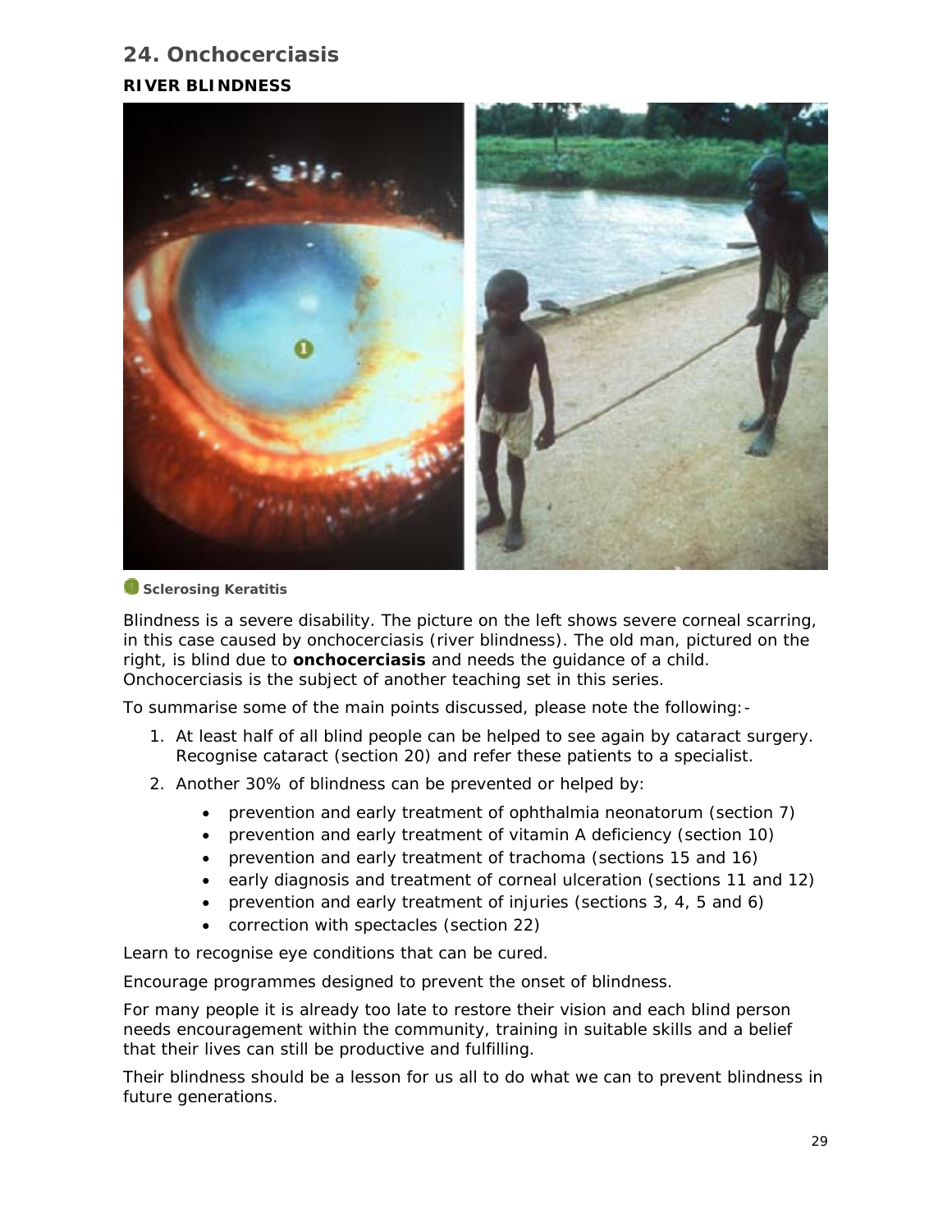## 24. Onchocerciasis

### RIVER BLINDNESS

**Sclerosing Keratitis**

Blindness is a severe disability. The picture on the left shows severe corneal scarring, in this case caused by onchocerciasis (river blindness). The old man, pictured on the right, is blind due to **onchocerciasis** and needs the guidance of a child. Onchocerciasis is the subject of another teaching set in this series.

To summarise some of the main points discussed, please note the following:-

1. At least half of all blind people can be helped to see again by cataract surgery. Recognise cataract (section 20) and refer these patients to a specialist.
2. Another 30% of blindness can be prevented or helped by:
    - prevention and early treatment of ophthalmia neonatorum (section 7)
    - prevention and early treatment of vitamin A deficiency (section 10)
    - prevention and early treatment of trachoma (sections 15 and 16)
    - early diagnosis and treatment of corneal ulceration (sections 11 and 12)
    - prevention and early treatment of injuries (sections 3, 4, 5 and 6)
    - correction with spectacles (section 22)

Learn to recognise eye conditions that can be cured.

Encourage programmes designed to prevent the onset of blindness.

For many people it is already too late to restore their vision and each blind person needs encouragement within the community, training in suitable skills and a belief that their lives can still be productive and fulfilling.

Their blindness should be a lesson for us all to do what we can to prevent blindness in future generations.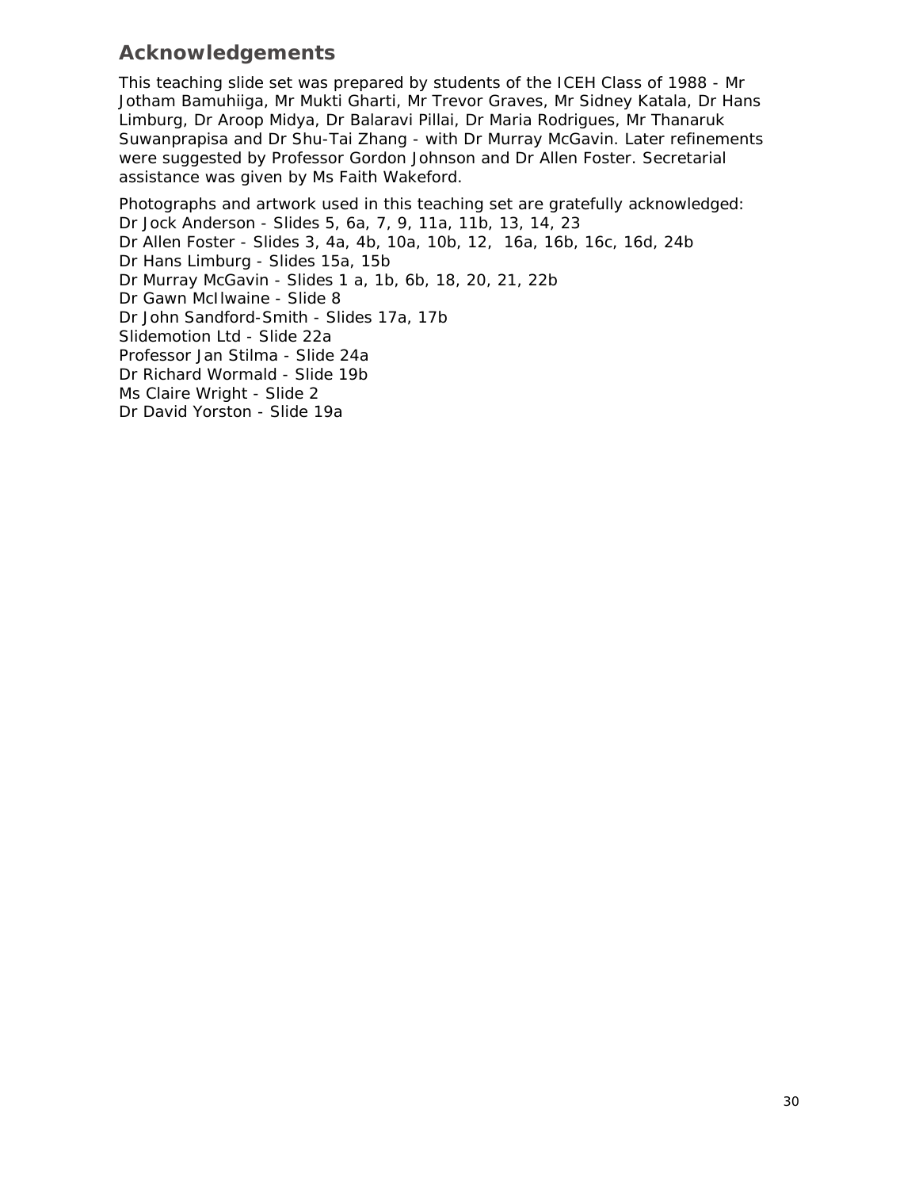## Acknowledgements

This teaching slide set was prepared by students of the ICEH Class of 1988 - Mr Jotham Bamuhiiga, Mr Mukti Gharti, Mr Trevor Graves, Mr Sidney Katala, Dr Hans Limburg, Dr Aroop Midya, Dr Balaravi Pillai, Dr Maria Rodrigues, Mr Thanaruk Suwanprapisa and Dr Shu-Tai Zhang - with Dr Murray McGavin. Later refinements were suggested by Professor Gordon Johnson and Dr Allen Foster. Secretarial assistance was given by Ms Faith Wakeford.

Photographs and artwork used in this teaching set are gratefully acknowledged:
Dr Jock Anderson - Slides 5, 6a, 7, 9, 11a, 11b, 13, 14, 23
Dr Allen Foster - Slides 3, 4a, 4b, 10a, 10b, 12, 16a, 16b, 16c, 16d, 24b
Dr Hans Limburg - Slides 15a, 15b
Dr Murray McGavin - Slides 1 a, 1b, 6b, 18, 20, 21, 22b
Dr Gawn McIlwaine - Slide 8
Dr John Sandford-Smith - Slides 17a, 17b
Slidemotion Ltd - Slide 22a
Professor Jan Stilma - Slide 24a
Dr Richard Wormald - Slide 19b
Ms Claire Wright - Slide 2
Dr David Yorston - Slide 19a